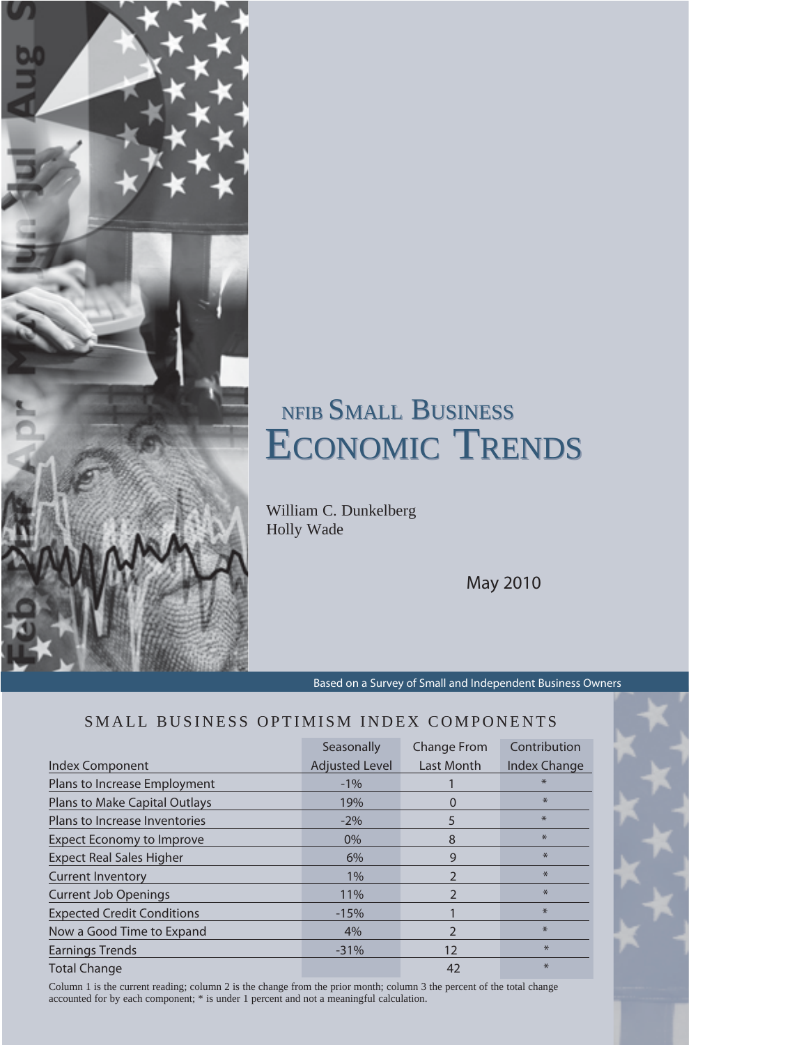# NFIB SMALL BUSINESS ECONOMIC TRENDS

William C. Dunkelberg
Holly Wade

May 2010

Based on a Survey of Small and Independent Business Owners

## SMALL BUSINESS OPTIMISM INDEX COMPONENTS

| Index Component | Seasonally Adjusted Level | Change From Last Month | Contribution Index Change |
|---|---|---|---|
| Plans to Increase Employment | -1% | 1 | * |
| Plans to Make Capital Outlays | 19% | 0 | * |
| Plans to Increase Inventories | -2% | 5 | * |
| Expect Economy to Improve | 0% | 8 | * |
| Expect Real Sales Higher | 6% | 9 | * |
| Current Inventory | 1% | 2 | * |
| Current Job Openings | 11% | 2 | * |
| Expected Credit Conditions | -15% | 1 | * |
| Now a Good Time to Expand | 4% | 2 | * |
| Earnings Trends | -31% | 12 | * |
| Total Change | | 42 | * |

Column 1 is the current reading; column 2 is the change from the prior month; column 3 the percent of the total change accounted for by each component; * is under 1 percent and not a meaningful calculation.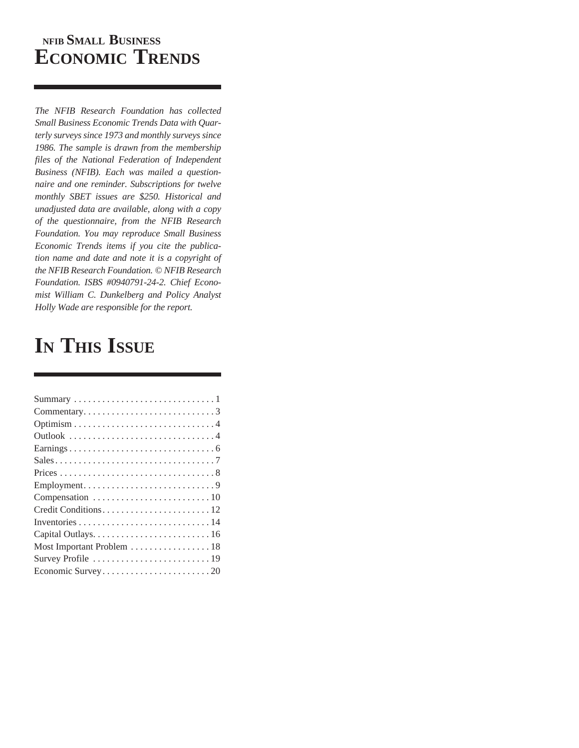# NFIB SMALL BUSINESS ECONOMIC TRENDS

*The NFIB Research Foundation has collected Small Business Economic Trends Data with Quarterly surveys since 1973 and monthly surveys since 1986. The sample is drawn from the membership files of the National Federation of Independent Business (NFIB). Each was mailed a questionnaire and one reminder. Subscriptions for twelve monthly SBET issues are $250. Historical and unadjusted data are available, along with a copy of the questionnaire, from the NFIB Research Foundation. You may reproduce Small Business Economic Trends items if you cite the publication name and date and note it is a copyright of the NFIB Research Foundation. © NFIB Research Foundation. ISBS #0940791-24-2. Chief Economist William C. Dunkelberg and Policy Analyst Holly Wade are responsible for the report.*

# IN THIS ISSUE

| | |
|---|---|
| Summary | 1 |
| Commentary | 3 |
| Optimism | 4 |
| Outlook | 4 |
| Earnings | 6 |
| Sales | 7 |
| Prices | 8 |
| Employment | 9 |
| Compensation | 10 |
| Credit Conditions | 12 |
| Inventories | 14 |
| Capital Outlays | 16 |
| Most Important Problem | 18 |
| Survey Profile | 19 |
| Economic Survey | 20 |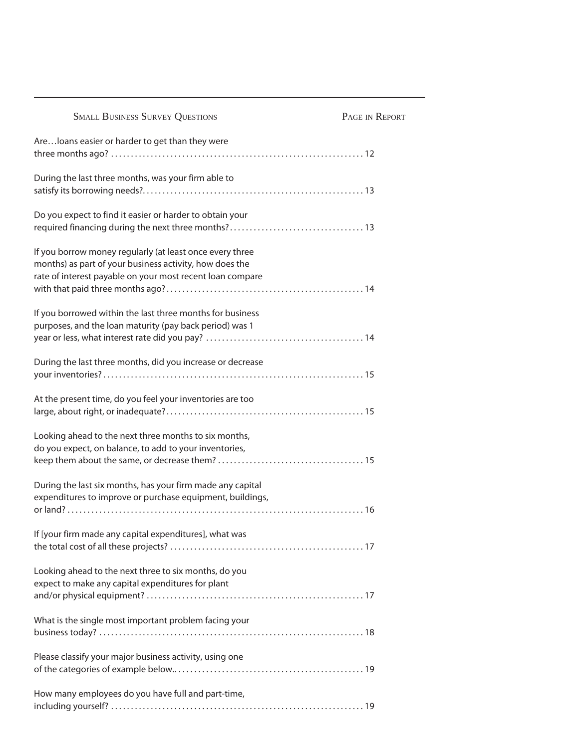| Small Business Survey Questions | Page in Report |
|---|---|
| Are…loans easier or harder to get than they were three months ago? | 12 |
| During the last three months, was your firm able to satisfy its borrowing needs? | 13 |
| Do you expect to find it easier or harder to obtain your required financing during the next three months? | 13 |
| If you borrow money regularly (at least once every three months) as part of your business activity, how does the rate of interest payable on your most recent loan compare with that paid three months ago? | 14 |
| If you borrowed within the last three months for business purposes, and the loan maturity (pay back period) was 1 year or less, what interest rate did you pay? | 14 |
| During the last three months, did you increase or decrease your inventories? | 15 |
| At the present time, do you feel your inventories are too large, about right, or inadequate? | 15 |
| Looking ahead to the next three months to six months, do you expect, on balance, to add to your inventories, keep them about the same, or decrease them? | 15 |
| During the last six months, has your firm made any capital expenditures to improve or purchase equipment, buildings, or land? | 16 |
| If [your firm made any capital expenditures], what was the total cost of all these projects? | 17 |
| Looking ahead to the next three to six months, do you expect to make any capital expenditures for plant and/or physical equipment? | 17 |
| What is the single most important problem facing your business today? | 18 |
| Please classify your major business activity, using one of the categories of example below. | 19 |
| How many employees do you have full and part-time, including yourself? | 19 |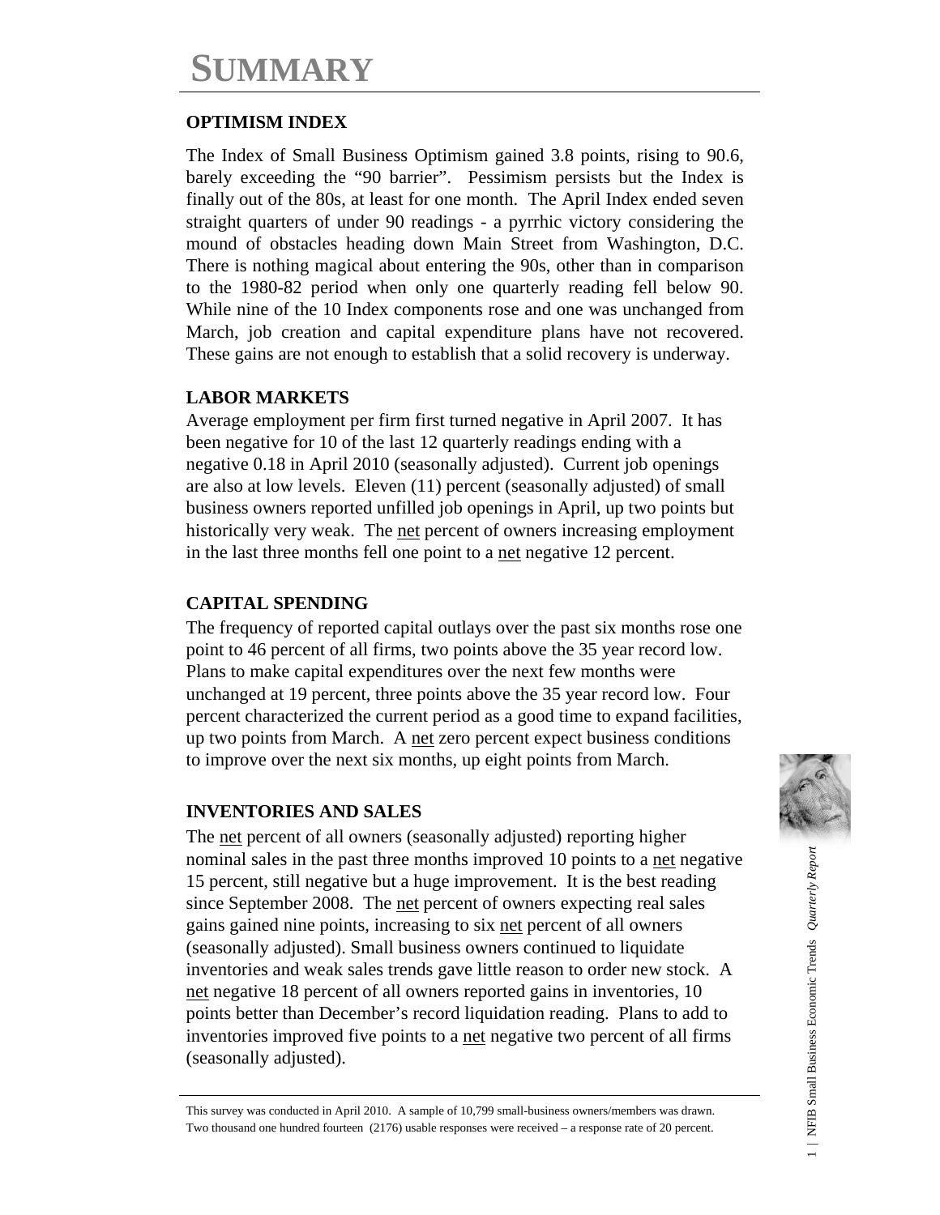# SUMMARY

## OPTIMISM INDEX

The Index of Small Business Optimism gained 3.8 points, rising to 90.6, barely exceeding the "90 barrier". Pessimism persists but the Index is finally out of the 80s, at least for one month. The April Index ended seven straight quarters of under 90 readings - a pyrrhic victory considering the mound of obstacles heading down Main Street from Washington, D.C. There is nothing magical about entering the 90s, other than in comparison to the 1980-82 period when only one quarterly reading fell below 90. While nine of the 10 Index components rose and one was unchanged from March, job creation and capital expenditure plans have not recovered. These gains are not enough to establish that a solid recovery is underway.

## LABOR MARKETS

Average employment per firm first turned negative in April 2007. It has been negative for 10 of the last 12 quarterly readings ending with a negative 0.18 in April 2010 (seasonally adjusted). Current job openings are also at low levels. Eleven (11) percent (seasonally adjusted) of small business owners reported unfilled job openings in April, up two points but historically very weak. The net percent of owners increasing employment in the last three months fell one point to a net negative 12 percent.

## CAPITAL SPENDING

The frequency of reported capital outlays over the past six months rose one point to 46 percent of all firms, two points above the 35 year record low. Plans to make capital expenditures over the next few months were unchanged at 19 percent, three points above the 35 year record low. Four percent characterized the current period as a good time to expand facilities, up two points from March. A net zero percent expect business conditions to improve over the next six months, up eight points from March.

## INVENTORIES AND SALES

The net percent of all owners (seasonally adjusted) reporting higher nominal sales in the past three months improved 10 points to a net negative 15 percent, still negative but a huge improvement. It is the best reading since September 2008. The net percent of owners expecting real sales gains gained nine points, increasing to six net percent of all owners (seasonally adjusted). Small business owners continued to liquidate inventories and weak sales trends gave little reason to order new stock. A net negative 18 percent of all owners reported gains in inventories, 10 points better than December's record liquidation reading. Plans to add to inventories improved five points to a net negative two percent of all firms (seasonally adjusted).

This survey was conducted in April 2010. A sample of 10,799 small-business owners/members was drawn. Two thousand one hundred fourteen (2176) usable responses were received – a response rate of 20 percent.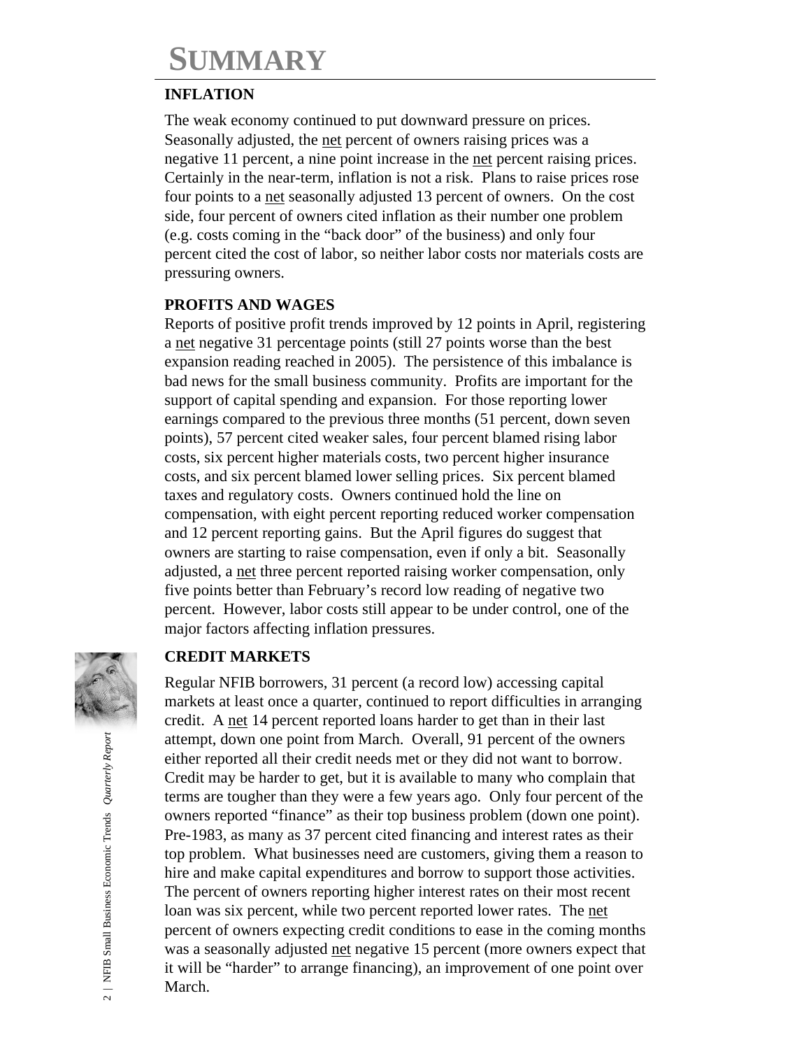# SUMMARY

### INFLATION

The weak economy continued to put downward pressure on prices. Seasonally adjusted, the net percent of owners raising prices was a negative 11 percent, a nine point increase in the net percent raising prices. Certainly in the near-term, inflation is not a risk. Plans to raise prices rose four points to a net seasonally adjusted 13 percent of owners. On the cost side, four percent of owners cited inflation as their number one problem (e.g. costs coming in the "back door" of the business) and only four percent cited the cost of labor, so neither labor costs nor materials costs are pressuring owners.

### PROFITS AND WAGES

Reports of positive profit trends improved by 12 points in April, registering a net negative 31 percentage points (still 27 points worse than the best expansion reading reached in 2005). The persistence of this imbalance is bad news for the small business community. Profits are important for the support of capital spending and expansion. For those reporting lower earnings compared to the previous three months (51 percent, down seven points), 57 percent cited weaker sales, four percent blamed rising labor costs, six percent higher materials costs, two percent higher insurance costs, and six percent blamed lower selling prices. Six percent blamed taxes and regulatory costs. Owners continued hold the line on compensation, with eight percent reporting reduced worker compensation and 12 percent reporting gains. But the April figures do suggest that owners are starting to raise compensation, even if only a bit. Seasonally adjusted, a net three percent reported raising worker compensation, only five points better than February's record low reading of negative two percent. However, labor costs still appear to be under control, one of the major factors affecting inflation pressures.

### CREDIT MARKETS

Regular NFIB borrowers, 31 percent (a record low) accessing capital markets at least once a quarter, continued to report difficulties in arranging credit. A net 14 percent reported loans harder to get than in their last attempt, down one point from March. Overall, 91 percent of the owners either reported all their credit needs met or they did not want to borrow. Credit may be harder to get, but it is available to many who complain that terms are tougher than they were a few years ago. Only four percent of the owners reported "finance" as their top business problem (down one point). Pre-1983, as many as 37 percent cited financing and interest rates as their top problem. What businesses need are customers, giving them a reason to hire and make capital expenditures and borrow to support those activities. The percent of owners reporting higher interest rates on their most recent loan was six percent, while two percent reported lower rates. The net percent of owners expecting credit conditions to ease in the coming months was a seasonally adjusted net negative 15 percent (more owners expect that it will be "harder" to arrange financing), an improvement of one point over March.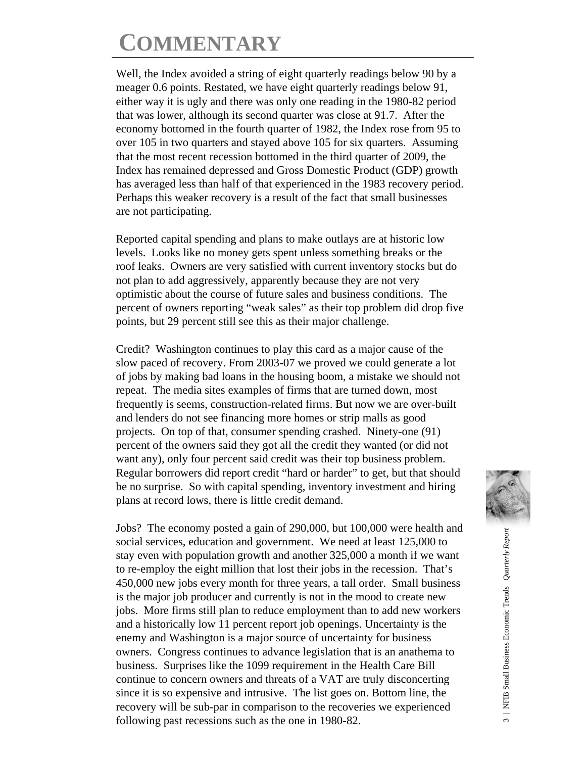# COMMENTARY

Well, the Index avoided a string of eight quarterly readings below 90 by a meager 0.6 points. Restated, we have eight quarterly readings below 91, either way it is ugly and there was only one reading in the 1980-82 period that was lower, although its second quarter was close at 91.7. After the economy bottomed in the fourth quarter of 1982, the Index rose from 95 to over 105 in two quarters and stayed above 105 for six quarters. Assuming that the most recent recession bottomed in the third quarter of 2009, the Index has remained depressed and Gross Domestic Product (GDP) growth has averaged less than half of that experienced in the 1983 recovery period. Perhaps this weaker recovery is a result of the fact that small businesses are not participating.

Reported capital spending and plans to make outlays are at historic low levels. Looks like no money gets spent unless something breaks or the roof leaks. Owners are very satisfied with current inventory stocks but do not plan to add aggressively, apparently because they are not very optimistic about the course of future sales and business conditions. The percent of owners reporting "weak sales" as their top problem did drop five points, but 29 percent still see this as their major challenge.

Credit? Washington continues to play this card as a major cause of the slow paced of recovery. From 2003-07 we proved we could generate a lot of jobs by making bad loans in the housing boom, a mistake we should not repeat. The media sites examples of firms that are turned down, most frequently is seems, construction-related firms. But now we are over-built and lenders do not see financing more homes or strip malls as good projects. On top of that, consumer spending crashed. Ninety-one (91) percent of the owners said they got all the credit they wanted (or did not want any), only four percent said credit was their top business problem. Regular borrowers did report credit "hard or harder" to get, but that should be no surprise. So with capital spending, inventory investment and hiring plans at record lows, there is little credit demand.

Jobs? The economy posted a gain of 290,000, but 100,000 were health and social services, education and government. We need at least 125,000 to stay even with population growth and another 325,000 a month if we want to re-employ the eight million that lost their jobs in the recession. That's 450,000 new jobs every month for three years, a tall order. Small business is the major job producer and currently is not in the mood to create new jobs. More firms still plan to reduce employment than to add new workers and a historically low 11 percent report job openings. Uncertainty is the enemy and Washington is a major source of uncertainty for business owners. Congress continues to advance legislation that is an anathema to business. Surprises like the 1099 requirement in the Health Care Bill continue to concern owners and threats of a VAT are truly disconcerting since it is so expensive and intrusive. The list goes on. Bottom line, the recovery will be sub-par in comparison to the recoveries we experienced following past recessions such as the one in 1980-82.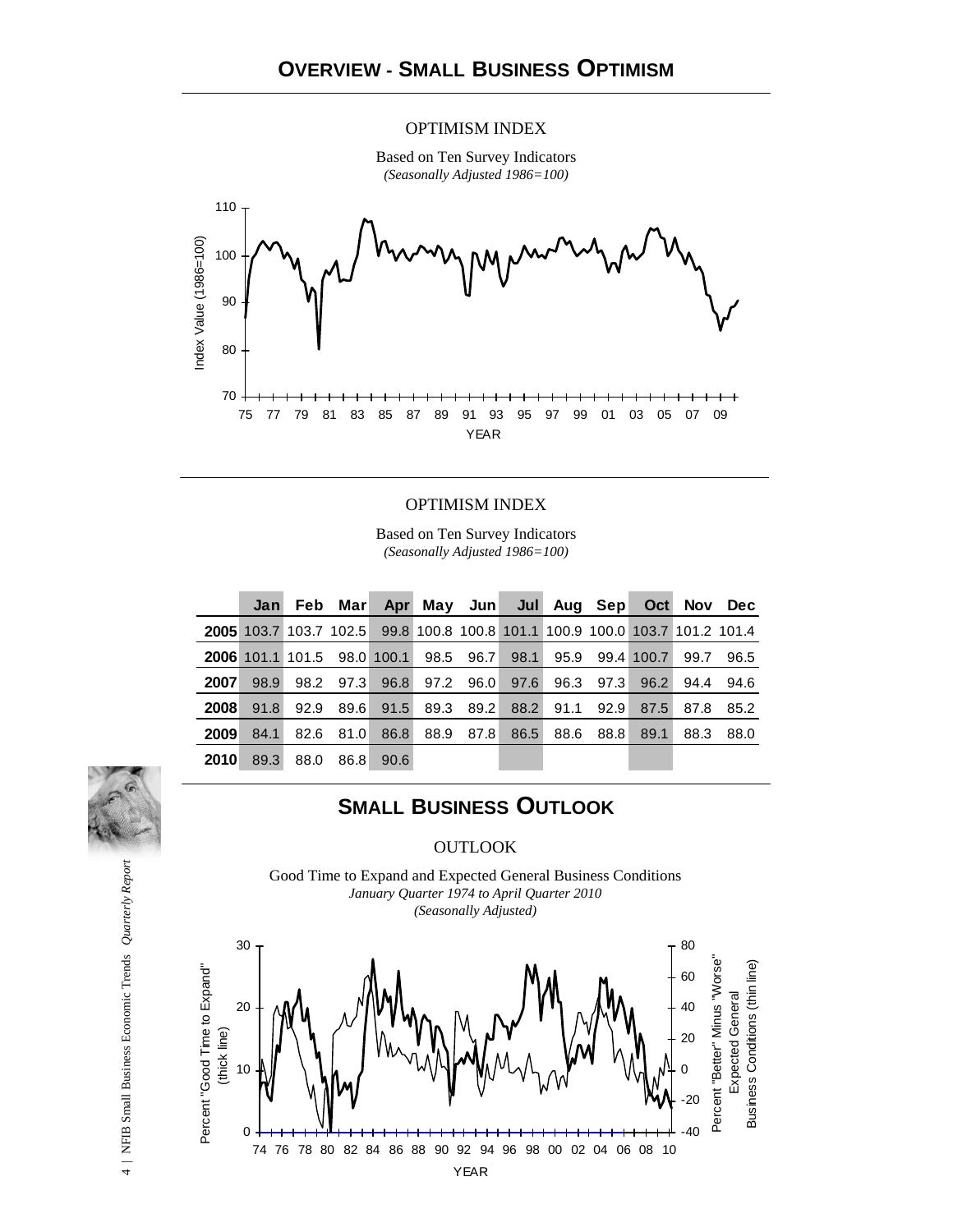# OVERVIEW - SMALL BUSINESS OPTIMISM

OPTIMISM INDEX

Based on Ten Survey Indicators
*(Seasonally Adjusted 1986=100)*

OPTIMISM INDEX

Based on Ten Survey Indicators
*(Seasonally Adjusted 1986=100)*

| | Jan | Feb | Mar | Apr | May | Jun | Jul | Aug | Sep | Oct | Nov | Dec |
|---|---|---|---|---|---|---|---|---|---|---|---|---|
| **2005** | 103.7 | 103.7 | 102.5 | 99.8 | 100.8 | 100.8 | 101.1 | 100.9 | 100.0 | 103.7 | 101.2 | 101.4 |
| **2006** | 101.1 | 101.5 | 98.0 | 100.1 | 98.5 | 96.7 | 98.1 | 95.9 | 99.4 | 100.7 | 99.7 | 96.5 |
| **2007** | 98.9 | 98.2 | 97.3 | 96.8 | 97.2 | 96.0 | 97.6 | 96.3 | 97.3 | 96.2 | 94.4 | 94.6 |
| **2008** | 91.8 | 92.9 | 89.6 | 91.5 | 89.3 | 89.2 | 88.2 | 91.1 | 92.9 | 87.5 | 87.8 | 85.2 |
| **2009** | 84.1 | 82.6 | 81.0 | 86.8 | 88.9 | 87.8 | 86.5 | 88.6 | 88.8 | 89.1 | 88.3 | 88.0 |
| **2010** | 89.3 | 88.0 | 86.8 | 90.6 | | | | | | | | |

# SMALL BUSINESS OUTLOOK

OUTLOOK

Good Time to Expand and Expected General Business Conditions
*January Quarter 1974 to April Quarter 2010*
*(Seasonally Adjusted)*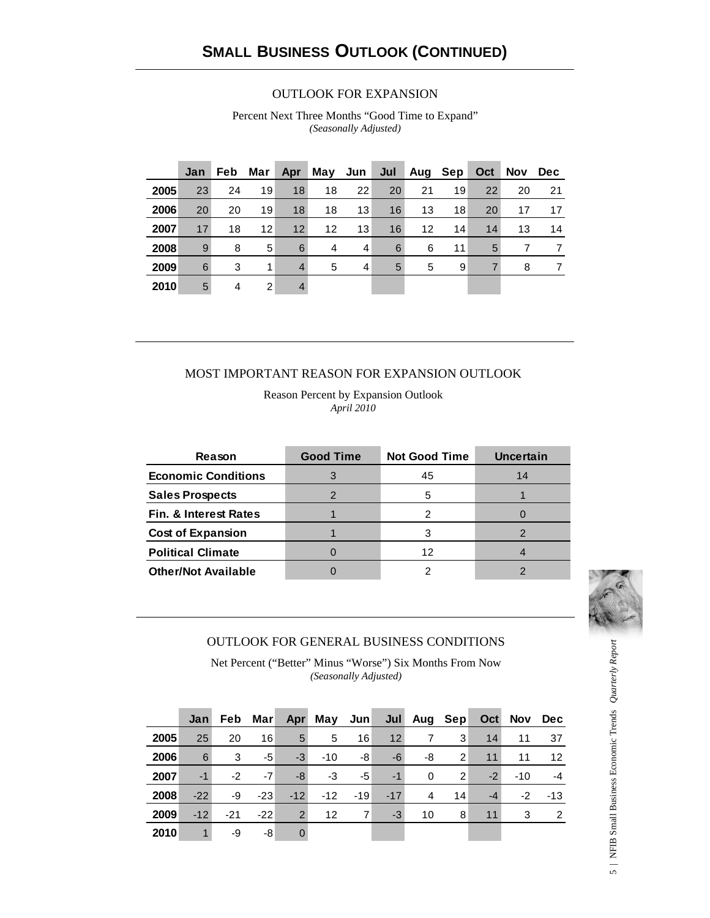## SMALL BUSINESS OUTLOOK (CONTINUED)

### OUTLOOK FOR EXPANSION

Percent Next Three Months "Good Time to Expand"
*(Seasonally Adjusted)*

| | Jan | Feb | Mar | Apr | May | Jun | Jul | Aug | Sep | Oct | Nov | Dec |
|---|---|---|---|---|---|---|---|---|---|---|---|---|
| **2005** | 23 | 24 | 19 | 18 | 18 | 22 | 20 | 21 | 19 | 22 | 20 | 21 |
| **2006** | 20 | 20 | 19 | 18 | 18 | 13 | 16 | 13 | 18 | 20 | 17 | 17 |
| **2007** | 17 | 18 | 12 | 12 | 12 | 13 | 16 | 12 | 14 | 14 | 13 | 14 |
| **2008** | 9 | 8 | 5 | 6 | 4 | 4 | 6 | 6 | 11 | 5 | 7 | 7 |
| **2009** | 6 | 3 | 1 | 4 | 5 | 4 | 5 | 5 | 9 | 7 | 8 | 7 |
| **2010** | 5 | 4 | 2 | 4 | | | | | | | | |

### MOST IMPORTANT REASON FOR EXPANSION OUTLOOK

Reason Percent by Expansion Outlook
*April 2010*

| Reason | Good Time | Not Good Time | Uncertain |
|---|---|---|---|
| **Economic Conditions** | 3 | 45 | 14 |
| **Sales Prospects** | 2 | 5 | 1 |
| **Fin. & Interest Rates** | 1 | 2 | 0 |
| **Cost of Expansion** | 1 | 3 | 2 |
| **Political Climate** | 0 | 12 | 4 |
| **Other/Not Available** | 0 | 2 | 2 |

### OUTLOOK FOR GENERAL BUSINESS CONDITIONS

Net Percent ("Better" Minus "Worse") Six Months From Now
*(Seasonally Adjusted)*

| | Jan | Feb | Mar | Apr | May | Jun | Jul | Aug | Sep | Oct | Nov | Dec |
|---|---|---|---|---|---|---|---|---|---|---|---|---|
| **2005** | 25 | 20 | 16 | 5 | 5 | 16 | 12 | 7 | 3 | 14 | 11 | 37 |
| **2006** | 6 | 3 | -5 | -3 | -10 | -8 | -6 | -8 | 2 | 11 | 11 | 12 |
| **2007** | -1 | -2 | -7 | -8 | -3 | -5 | -1 | 0 | 2 | -2 | -10 | -4 |
| **2008** | -22 | -9 | -23 | -12 | -12 | -19 | -17 | 4 | 14 | -4 | -2 | -13 |
| **2009** | -12 | -21 | -22 | 2 | 12 | 7 | -3 | 10 | 8 | 11 | 3 | 2 |
| **2010** | 1 | -9 | -8 | 0 | | | | | | | | |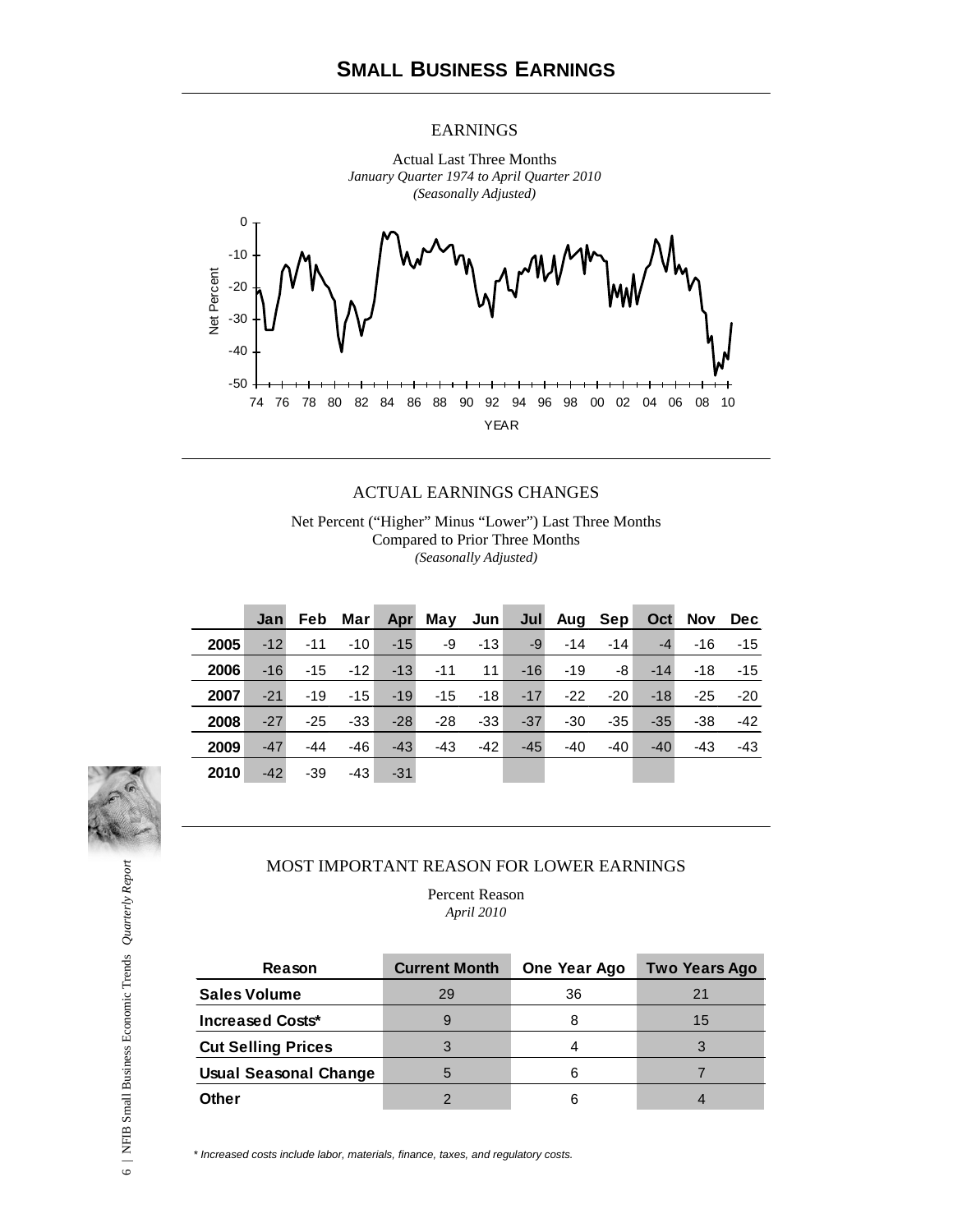# SMALL BUSINESS EARNINGS

EARNINGS

Actual Last Three Months
*January Quarter 1974 to April Quarter 2010*
*(Seasonally Adjusted)*

## ACTUAL EARNINGS CHANGES

Net Percent ("Higher" Minus "Lower") Last Three Months
Compared to Prior Three Months
*(Seasonally Adjusted)*

| | Jan | Feb | Mar | Apr | May | Jun | Jul | Aug | Sep | Oct | Nov | Dec |
|---|---|---|---|---|---|---|---|---|---|---|---|---|
| **2005** | -12 | -11 | -10 | -15 | -9 | -13 | -9 | -14 | -14 | -4 | -16 | -15 |
| **2006** | -16 | -15 | -12 | -13 | -11 | 11 | -16 | -19 | -8 | -14 | -18 | -15 |
| **2007** | -21 | -19 | -15 | -19 | -15 | -18 | -17 | -22 | -20 | -18 | -25 | -20 |
| **2008** | -27 | -25 | -33 | -28 | -28 | -33 | -37 | -30 | -35 | -35 | -38 | -42 |
| **2009** | -47 | -44 | -46 | -43 | -43 | -42 | -45 | -40 | -40 | -40 | -43 | -43 |
| **2010** | -42 | -39 | -43 | -31 | | | | | | | | |

## MOST IMPORTANT REASON FOR LOWER EARNINGS

Percent Reason
*April 2010*

| Reason | Current Month | One Year Ago | Two Years Ago |
|---|---|---|---|
| **Sales Volume** | 29 | 36 | 21 |
| **Increased Costs*** | 9 | 8 | 15 |
| **Cut Selling Prices** | 3 | 4 | 3 |
| **Usual Seasonal Change** | 5 | 6 | 7 |
| **Other** | 2 | 6 | 4 |

*\* Increased costs include labor, materials, finance, taxes, and regulatory costs.*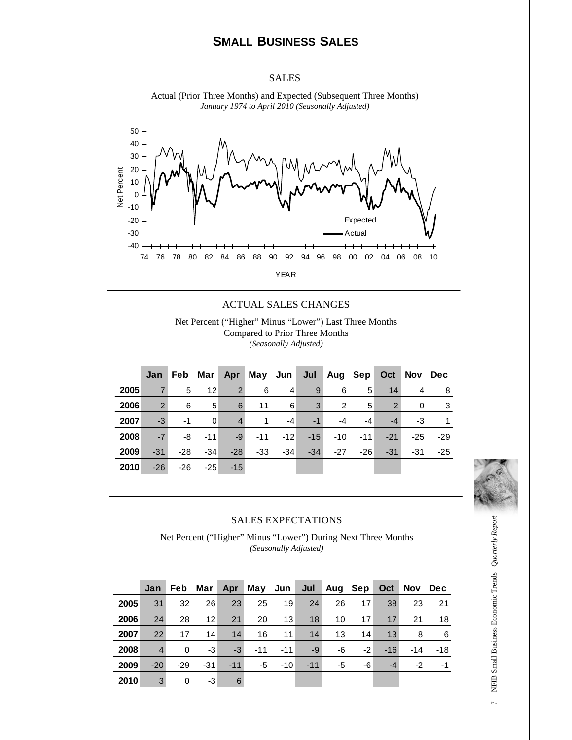# SMALL BUSINESS SALES

SALES

Actual (Prior Three Months) and Expected (Subsequent Three Months)
*January 1974 to April 2010 (Seasonally Adjusted)*

## ACTUAL SALES CHANGES

Net Percent ("Higher" Minus "Lower") Last Three Months
Compared to Prior Three Months
*(Seasonally Adjusted)*

| | Jan | Feb | Mar | Apr | May | Jun | Jul | Aug | Sep | Oct | Nov | Dec |
|---|---|---|---|---|---|---|---|---|---|---|---|---|
| **2005** | 7 | 5 | 12 | 2 | 6 | 4 | 9 | 6 | 5 | 14 | 4 | 8 |
| **2006** | 2 | 6 | 5 | 6 | 11 | 6 | 3 | 2 | 5 | 2 | 0 | 3 |
| **2007** | -3 | -1 | 0 | 4 | 1 | -4 | -1 | -4 | -4 | -4 | -3 | 1 |
| **2008** | -7 | -8 | -11 | -9 | -11 | -12 | -15 | -10 | -11 | -21 | -25 | -29 |
| **2009** | -31 | -28 | -34 | -28 | -33 | -34 | -34 | -27 | -26 | -31 | -31 | -25 |
| **2010** | -26 | -26 | -25 | -15 | | | | | | | | |

## SALES EXPECTATIONS

Net Percent ("Higher" Minus "Lower") During Next Three Months
*(Seasonally Adjusted)*

| | Jan | Feb | Mar | Apr | May | Jun | Jul | Aug | Sep | Oct | Nov | Dec |
|---|---|---|---|---|---|---|---|---|---|---|---|---|
| **2005** | 31 | 32 | 26 | 23 | 25 | 19 | 24 | 26 | 17 | 38 | 23 | 21 |
| **2006** | 24 | 28 | 12 | 21 | 20 | 13 | 18 | 10 | 17 | 17 | 21 | 18 |
| **2007** | 22 | 17 | 14 | 14 | 16 | 11 | 14 | 13 | 14 | 13 | 8 | 6 |
| **2008** | 4 | 0 | -3 | -3 | -11 | -11 | -9 | -6 | -2 | -16 | -14 | -18 |
| **2009** | -20 | -29 | -31 | -11 | -5 | -10 | -11 | -5 | -6 | -4 | -2 | -1 |
| **2010** | 3 | 0 | -3 | 6 | | | | | | | | |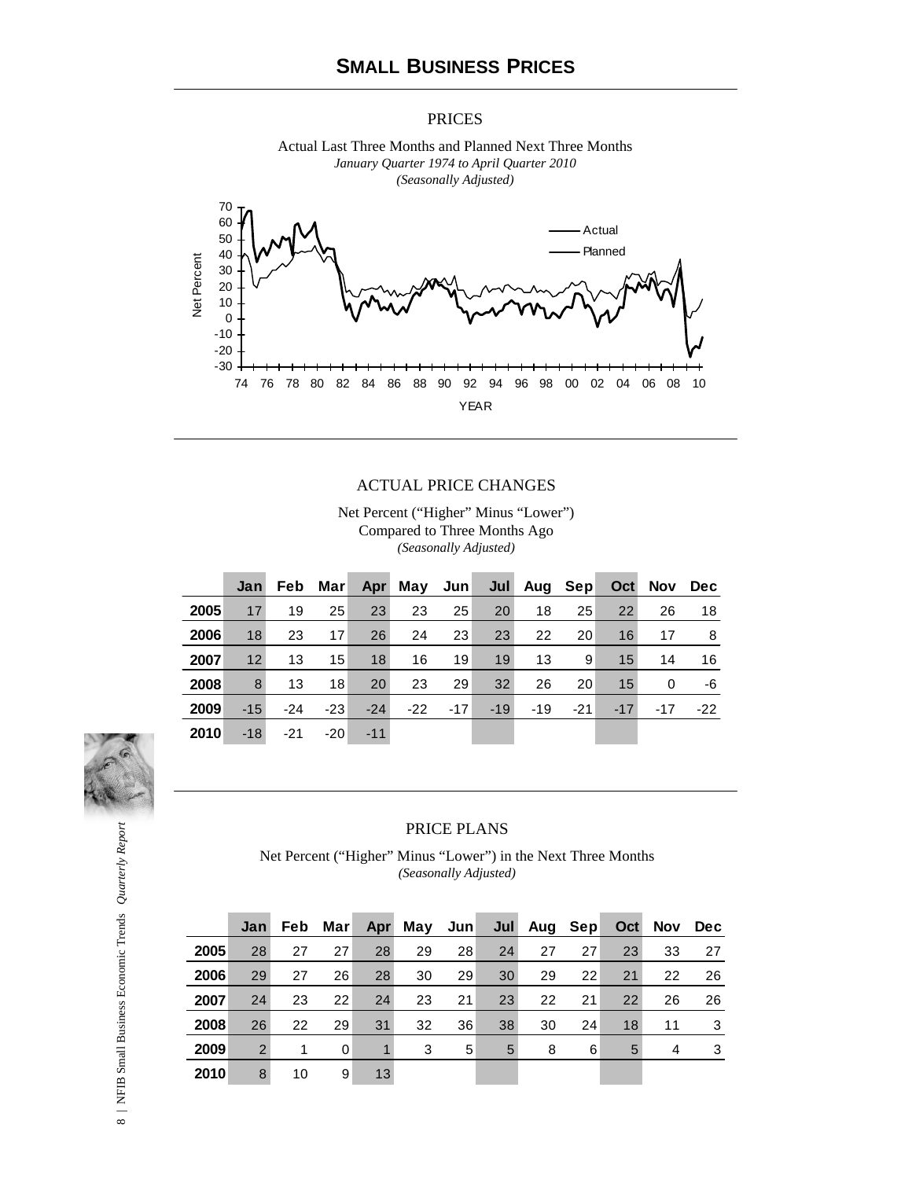# SMALL BUSINESS PRICES

## PRICES

Actual Last Three Months and Planned Next Three Months

*January Quarter 1974 to April Quarter 2010*

*(Seasonally Adjusted)*

## ACTUAL PRICE CHANGES

Net Percent ("Higher" Minus "Lower")
Compared to Three Months Ago
*(Seasonally Adjusted)*

| | Jan | Feb | Mar | Apr | May | Jun | Jul | Aug | Sep | Oct | Nov | Dec |
|---|---|---|---|---|---|---|---|---|---|---|---|---|
| **2005** | 17 | 19 | 25 | 23 | 23 | 25 | 20 | 18 | 25 | 22 | 26 | 18 |
| **2006** | 18 | 23 | 17 | 26 | 24 | 23 | 23 | 22 | 20 | 16 | 17 | 8 |
| **2007** | 12 | 13 | 15 | 18 | 16 | 19 | 19 | 13 | 9 | 15 | 14 | 16 |
| **2008** | 8 | 13 | 18 | 20 | 23 | 29 | 32 | 26 | 20 | 15 | 0 | -6 |
| **2009** | -15 | -24 | -23 | -24 | -22 | -17 | -19 | -19 | -21 | -17 | -17 | -22 |
| **2010** | -18 | -21 | -20 | -11 | | | | | | | | |

## PRICE PLANS

Net Percent ("Higher" Minus "Lower") in the Next Three Months
*(Seasonally Adjusted)*

| | Jan | Feb | Mar | Apr | May | Jun | Jul | Aug | Sep | Oct | Nov | Dec |
|---|---|---|---|---|---|---|---|---|---|---|---|---|
| **2005** | 28 | 27 | 27 | 28 | 29 | 28 | 24 | 27 | 27 | 23 | 33 | 27 |
| **2006** | 29 | 27 | 26 | 28 | 30 | 29 | 30 | 29 | 22 | 21 | 22 | 26 |
| **2007** | 24 | 23 | 22 | 24 | 23 | 21 | 23 | 22 | 21 | 22 | 26 | 26 |
| **2008** | 26 | 22 | 29 | 31 | 32 | 36 | 38 | 30 | 24 | 18 | 11 | 3 |
| **2009** | 2 | 1 | 0 | 1 | 3 | 5 | 5 | 8 | 6 | 5 | 4 | 3 |
| **2010** | 8 | 10 | 9 | 13 | | | | | | | | |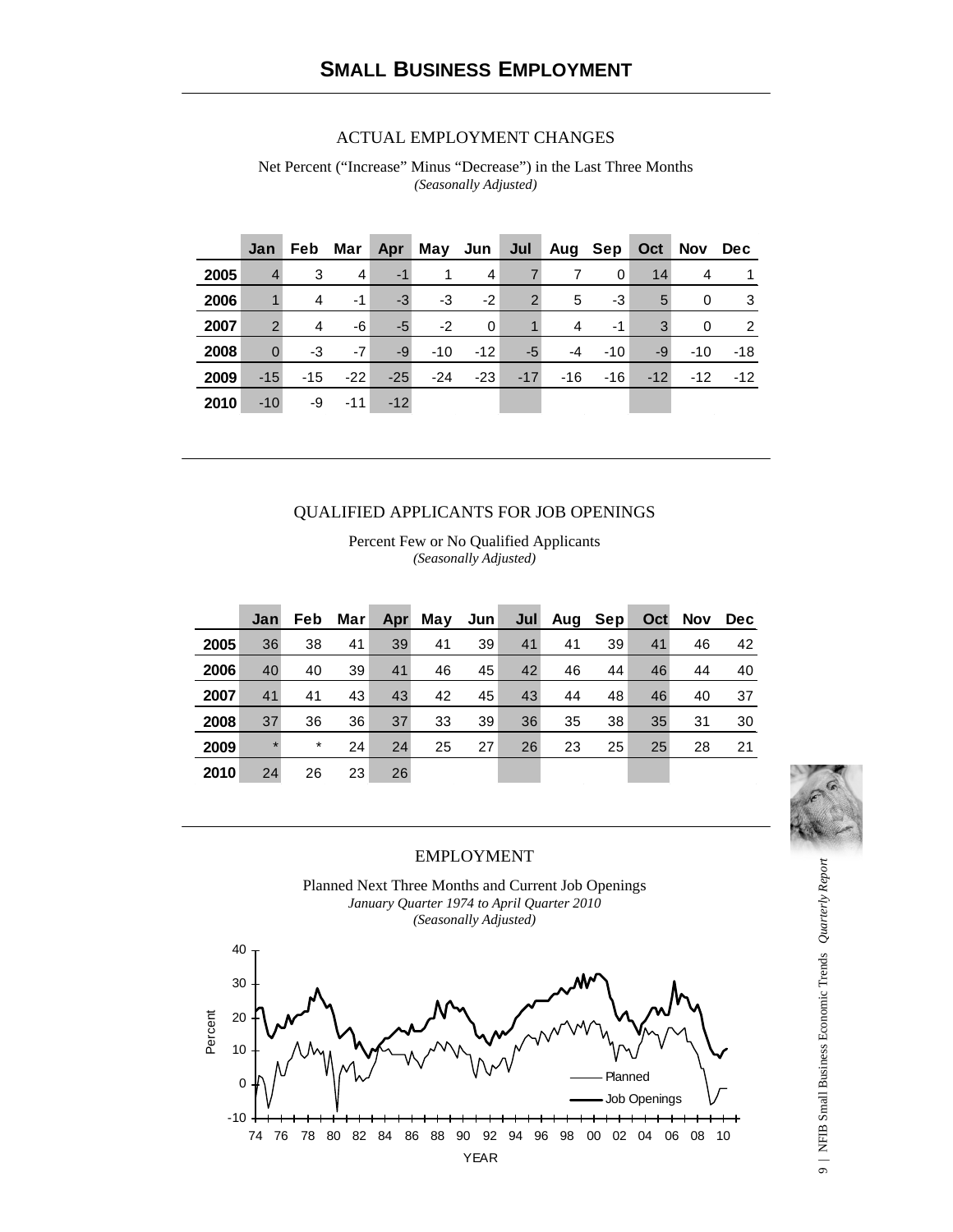# SMALL BUSINESS EMPLOYMENT

## ACTUAL EMPLOYMENT CHANGES

Net Percent ("Increase" Minus "Decrease") in the Last Three Months
*(Seasonally Adjusted)*

| | Jan | Feb | Mar | Apr | May | Jun | Jul | Aug | Sep | Oct | Nov | Dec |
|---|---|---|---|---|---|---|---|---|---|---|---|---|
| **2005** | 4 | 3 | 4 | -1 | 1 | 4 | 7 | 7 | 0 | 14 | 4 | 1 |
| **2006** | 1 | 4 | -1 | -3 | -3 | -2 | 2 | 5 | -3 | 5 | 0 | 3 |
| **2007** | 2 | 4 | -6 | -5 | -2 | 0 | 1 | 4 | -1 | 3 | 0 | 2 |
| **2008** | 0 | -3 | -7 | -9 | -10 | -12 | -5 | -4 | -10 | -9 | -10 | -18 |
| **2009** | -15 | -15 | -22 | -25 | -24 | -23 | -17 | -16 | -16 | -12 | -12 | -12 |
| **2010** | -10 | -9 | -11 | -12 | | | | | | | | |

## QUALIFIED APPLICANTS FOR JOB OPENINGS

Percent Few or No Qualified Applicants
*(Seasonally Adjusted)*

| | Jan | Feb | Mar | Apr | May | Jun | Jul | Aug | Sep | Oct | Nov | Dec |
|---|---|---|---|---|---|---|---|---|---|---|---|---|
| **2005** | 36 | 38 | 41 | 39 | 41 | 39 | 41 | 41 | 39 | 41 | 46 | 42 |
| **2006** | 40 | 40 | 39 | 41 | 46 | 45 | 42 | 46 | 44 | 46 | 44 | 40 |
| **2007** | 41 | 41 | 43 | 43 | 42 | 45 | 43 | 44 | 48 | 46 | 40 | 37 |
| **2008** | 37 | 36 | 36 | 37 | 33 | 39 | 36 | 35 | 38 | 35 | 31 | 30 |
| **2009** | * | * | 24 | 24 | 25 | 27 | 26 | 23 | 25 | 25 | 28 | 21 |
| **2010** | 24 | 26 | 23 | 26 | | | | | | | | |

## EMPLOYMENT

Planned Next Three Months and Current Job Openings
*January Quarter 1974 to April Quarter 2010*
*(Seasonally Adjusted)*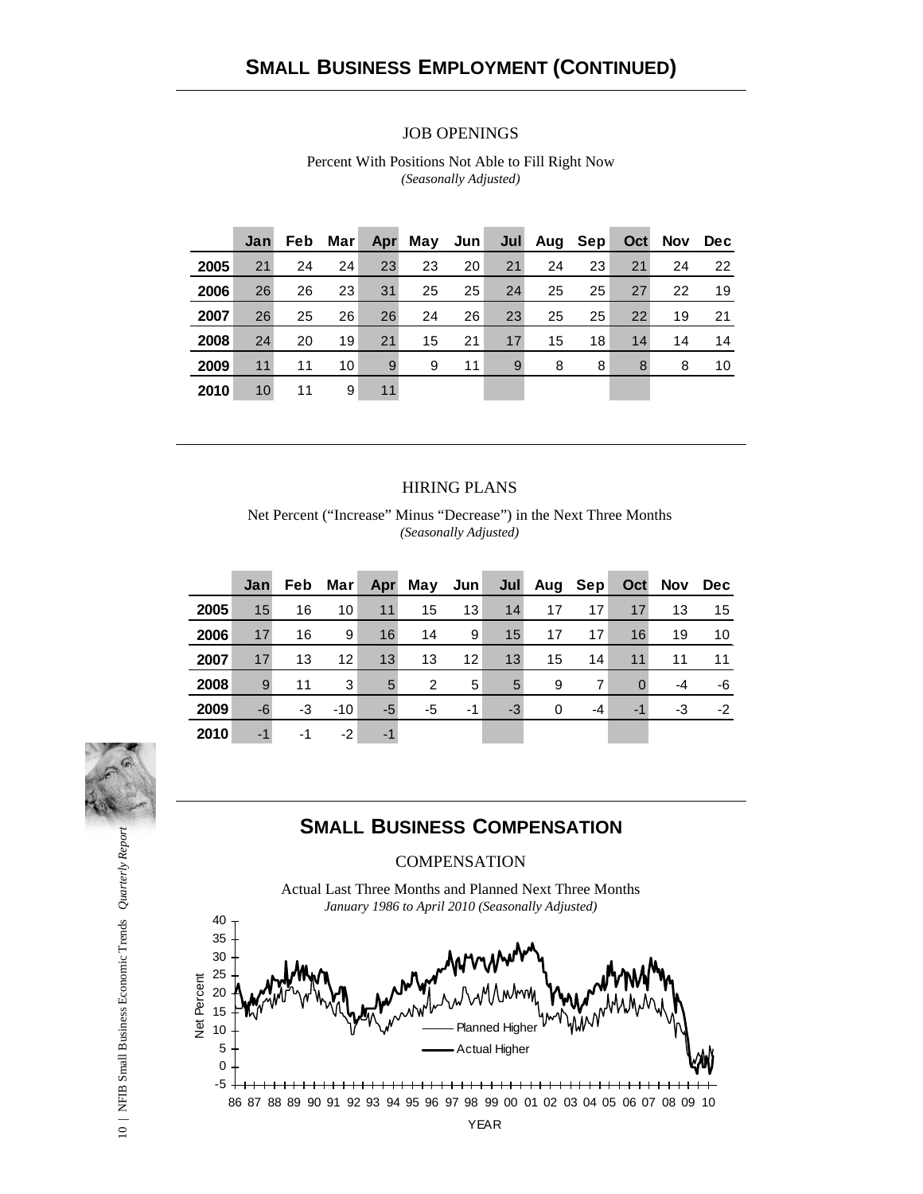## SMALL BUSINESS EMPLOYMENT (CONTINUED)

JOB OPENINGS

Percent With Positions Not Able to Fill Right Now
*(Seasonally Adjusted)*

| | Jan | Feb | Mar | Apr | May | Jun | Jul | Aug | Sep | Oct | Nov | Dec |
|---|---|---|---|---|---|---|---|---|---|---|---|---|
| 2005 | 21 | 24 | 24 | 23 | 23 | 20 | 21 | 24 | 23 | 21 | 24 | 22 |
| 2006 | 26 | 26 | 23 | 31 | 25 | 25 | 24 | 25 | 25 | 27 | 22 | 19 |
| 2007 | 26 | 25 | 26 | 26 | 24 | 26 | 23 | 25 | 25 | 22 | 19 | 21 |
| 2008 | 24 | 20 | 19 | 21 | 15 | 21 | 17 | 15 | 18 | 14 | 14 | 14 |
| 2009 | 11 | 11 | 10 | 9 | 9 | 11 | 9 | 8 | 8 | 8 | 8 | 10 |
| 2010 | 10 | 11 | 9 | 11 | | | | | | | | |

HIRING PLANS

Net Percent ("Increase" Minus "Decrease") in the Next Three Months
*(Seasonally Adjusted)*

| | Jan | Feb | Mar | Apr | May | Jun | Jul | Aug | Sep | Oct | Nov | Dec |
|---|---|---|---|---|---|---|---|---|---|---|---|---|
| 2005 | 15 | 16 | 10 | 11 | 15 | 13 | 14 | 17 | 17 | 17 | 13 | 15 |
| 2006 | 17 | 16 | 9 | 16 | 14 | 9 | 15 | 17 | 17 | 16 | 19 | 10 |
| 2007 | 17 | 13 | 12 | 13 | 13 | 12 | 13 | 15 | 14 | 11 | 11 | 11 |
| 2008 | 9 | 11 | 3 | 5 | 2 | 5 | 5 | 9 | 7 | 0 | -4 | -6 |
| 2009 | -6 | -3 | -10 | -5 | -5 | -1 | -3 | 0 | -4 | -1 | -3 | -2 |
| 2010 | -1 | -1 | -2 | -1 | | | | | | | | |

## SMALL BUSINESS COMPENSATION

COMPENSATION

Actual Last Three Months and Planned Next Three Months
*January 1986 to April 2010 (Seasonally Adjusted)*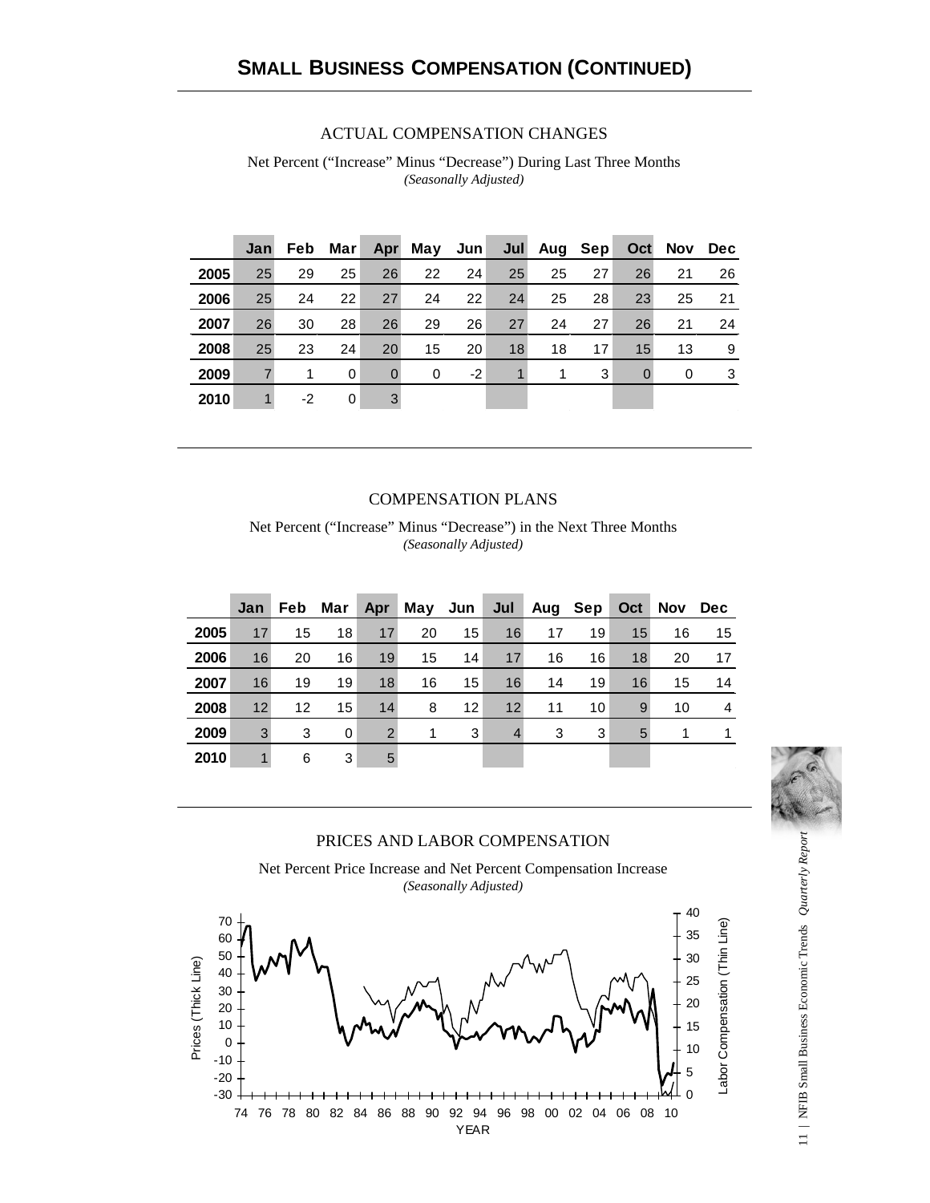# SMALL BUSINESS COMPENSATION (CONTINUED)

## ACTUAL COMPENSATION CHANGES

Net Percent ("Increase" Minus "Decrease") During Last Three Months
*(Seasonally Adjusted)*

| | Jan | Feb | Mar | Apr | May | Jun | Jul | Aug | Sep | Oct | Nov | Dec |
|---|---|---|---|---|---|---|---|---|---|---|---|---|
| **2005** | 25 | 29 | 25 | 26 | 22 | 24 | 25 | 25 | 27 | 26 | 21 | 26 |
| **2006** | 25 | 24 | 22 | 27 | 24 | 22 | 24 | 25 | 28 | 23 | 25 | 21 |
| **2007** | 26 | 30 | 28 | 26 | 29 | 26 | 27 | 24 | 27 | 26 | 21 | 24 |
| **2008** | 25 | 23 | 24 | 20 | 15 | 20 | 18 | 18 | 17 | 15 | 13 | 9 |
| **2009** | 7 | 1 | 0 | 0 | 0 | -2 | 1 | 1 | 3 | 0 | 0 | 3 |
| **2010** | 1 | -2 | 0 | 3 | | | | | | | | |

## COMPENSATION PLANS

Net Percent ("Increase" Minus "Decrease") in the Next Three Months
*(Seasonally Adjusted)*

| | Jan | Feb | Mar | Apr | May | Jun | Jul | Aug | Sep | Oct | Nov | Dec |
|---|---|---|---|---|---|---|---|---|---|---|---|---|
| **2005** | 17 | 15 | 18 | 17 | 20 | 15 | 16 | 17 | 19 | 15 | 16 | 15 |
| **2006** | 16 | 20 | 16 | 19 | 15 | 14 | 17 | 16 | 16 | 18 | 20 | 17 |
| **2007** | 16 | 19 | 19 | 18 | 16 | 15 | 16 | 14 | 19 | 16 | 15 | 14 |
| **2008** | 12 | 12 | 15 | 14 | 8 | 12 | 12 | 11 | 10 | 9 | 10 | 4 |
| **2009** | 3 | 3 | 0 | 2 | 1 | 3 | 4 | 3 | 3 | 5 | 1 | 1 |
| **2010** | 1 | 6 | 3 | 5 | | | | | | | | |

## PRICES AND LABOR COMPENSATION

Net Percent Price Increase and Net Percent Compensation Increase
*(Seasonally Adjusted)*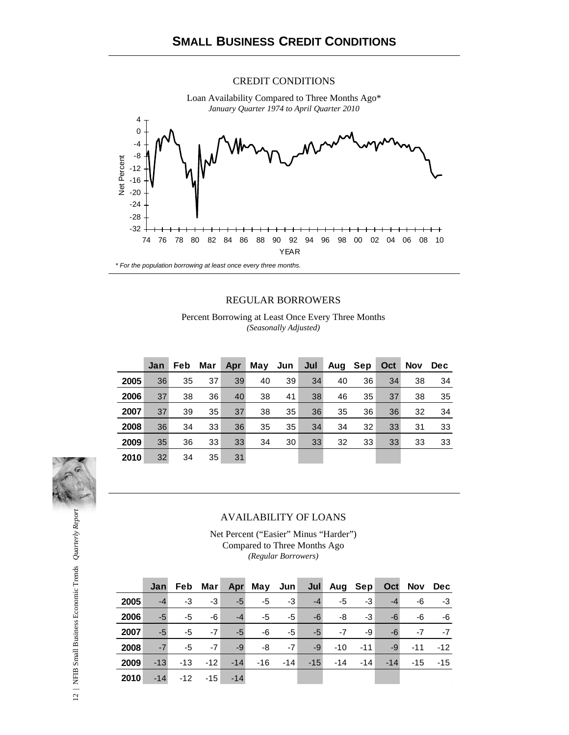# SMALL BUSINESS CREDIT CONDITIONS

## CREDIT CONDITIONS

Loan Availability Compared to Three Months Ago*

*January Quarter 1974 to April Quarter 2010*

*\* For the population borrowing at least once every three months.*

## REGULAR BORROWERS

Percent Borrowing at Least Once Every Three Months

*(Seasonally Adjusted)*

| | Jan | Feb | Mar | Apr | May | Jun | Jul | Aug | Sep | Oct | Nov | Dec |
|---|---|---|---|---|---|---|---|---|---|---|---|---|
| **2005** | 36 | 35 | 37 | 39 | 40 | 39 | 34 | 40 | 36 | 34 | 38 | 34 |
| **2006** | 37 | 38 | 36 | 40 | 38 | 41 | 38 | 46 | 35 | 37 | 38 | 35 |
| **2007** | 37 | 39 | 35 | 37 | 38 | 35 | 36 | 35 | 36 | 36 | 32 | 34 |
| **2008** | 36 | 34 | 33 | 36 | 35 | 35 | 34 | 34 | 32 | 33 | 31 | 33 |
| **2009** | 35 | 36 | 33 | 33 | 34 | 30 | 33 | 32 | 33 | 33 | 33 | 33 |
| **2010** | 32 | 34 | 35 | 31 | | | | | | | | |

## AVAILABILITY OF LOANS

Net Percent ("Easier" Minus "Harder")

Compared to Three Months Ago

*(Regular Borrowers)*

| | Jan | Feb | Mar | Apr | May | Jun | Jul | Aug | Sep | Oct | Nov | Dec |
|---|---|---|---|---|---|---|---|---|---|---|---|---|
| **2005** | -4 | -3 | -3 | -5 | -5 | -3 | -4 | -5 | -3 | -4 | -6 | -3 |
| **2006** | -5 | -5 | -6 | -4 | -5 | -5 | -6 | -8 | -3 | -6 | -6 | -6 |
| **2007** | -5 | -5 | -7 | -5 | -6 | -5 | -5 | -7 | -9 | -6 | -7 | -7 |
| **2008** | -7 | -5 | -7 | -9 | -8 | -7 | -9 | -10 | -11 | -9 | -11 | -12 |
| **2009** | -13 | -13 | -12 | -14 | -16 | -14 | -15 | -14 | -14 | -14 | -15 | -15 |
| **2010** | -14 | -12 | -15 | -14 | | | | | | | | |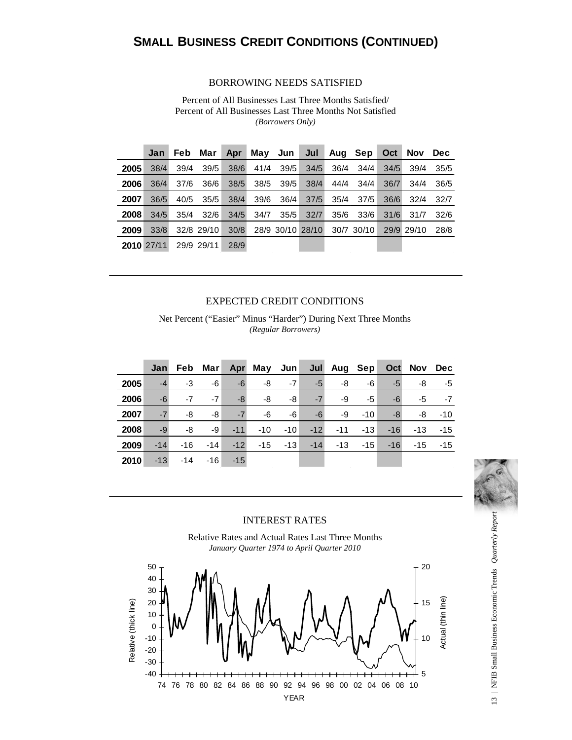## SMALL BUSINESS CREDIT CONDITIONS (CONTINUED)

### BORROWING NEEDS SATISFIED

Percent of All Businesses Last Three Months Satisfied/
Percent of All Businesses Last Three Months Not Satisfied
*(Borrowers Only)*

| | Jan | Feb | Mar | Apr | May | Jun | Jul | Aug | Sep | Oct | Nov | Dec |
|---|---|---|---|---|---|---|---|---|---|---|---|---|
| **2005** | 38/4 | 39/4 | 39/5 | 38/6 | 41/4 | 39/5 | 34/5 | 36/4 | 34/4 | 34/5 | 39/4 | 35/5 |
| **2006** | 36/4 | 37/6 | 36/6 | 38/5 | 38/5 | 39/5 | 38/4 | 44/4 | 34/4 | 36/7 | 34/4 | 36/5 |
| **2007** | 36/5 | 40/5 | 35/5 | 38/4 | 39/6 | 36/4 | 37/5 | 35/4 | 37/5 | 36/6 | 32/4 | 32/7 |
| **2008** | 34/5 | 35/4 | 32/6 | 34/5 | 34/7 | 35/5 | 32/7 | 35/6 | 33/6 | 31/6 | 31/7 | 32/6 |
| **2009** | 33/8 | 32/8 | 29/10 | 30/8 | 28/9 | 30/10 | 28/10 | 30/7 | 30/10 | 29/9 | 29/10 | 28/8 |
| **2010** | 27/11 | 29/9 | 29/11 | 28/9 | | | | | | | | |

### EXPECTED CREDIT CONDITIONS

Net Percent ("Easier" Minus "Harder") During Next Three Months
*(Regular Borrowers)*

| | Jan | Feb | Mar | Apr | May | Jun | Jul | Aug | Sep | Oct | Nov | Dec |
|---|---|---|---|---|---|---|---|---|---|---|---|---|
| **2005** | -4 | -3 | -6 | -6 | -8 | -7 | -5 | -8 | -6 | -5 | -8 | -5 |
| **2006** | -6 | -7 | -7 | -8 | -8 | -8 | -7 | -9 | -5 | -6 | -5 | -7 |
| **2007** | -7 | -8 | -8 | -7 | -6 | -6 | -6 | -9 | -10 | -8 | -8 | -10 |
| **2008** | -9 | -8 | -9 | -11 | -10 | -10 | -12 | -11 | -13 | -16 | -13 | -15 |
| **2009** | -14 | -16 | -14 | -12 | -15 | -13 | -14 | -13 | -15 | -16 | -15 | -15 |
| **2010** | -13 | -14 | -16 | -15 | | | | | | | | |

### INTEREST RATES

Relative Rates and Actual Rates Last Three Months
*January Quarter 1974 to April Quarter 2010*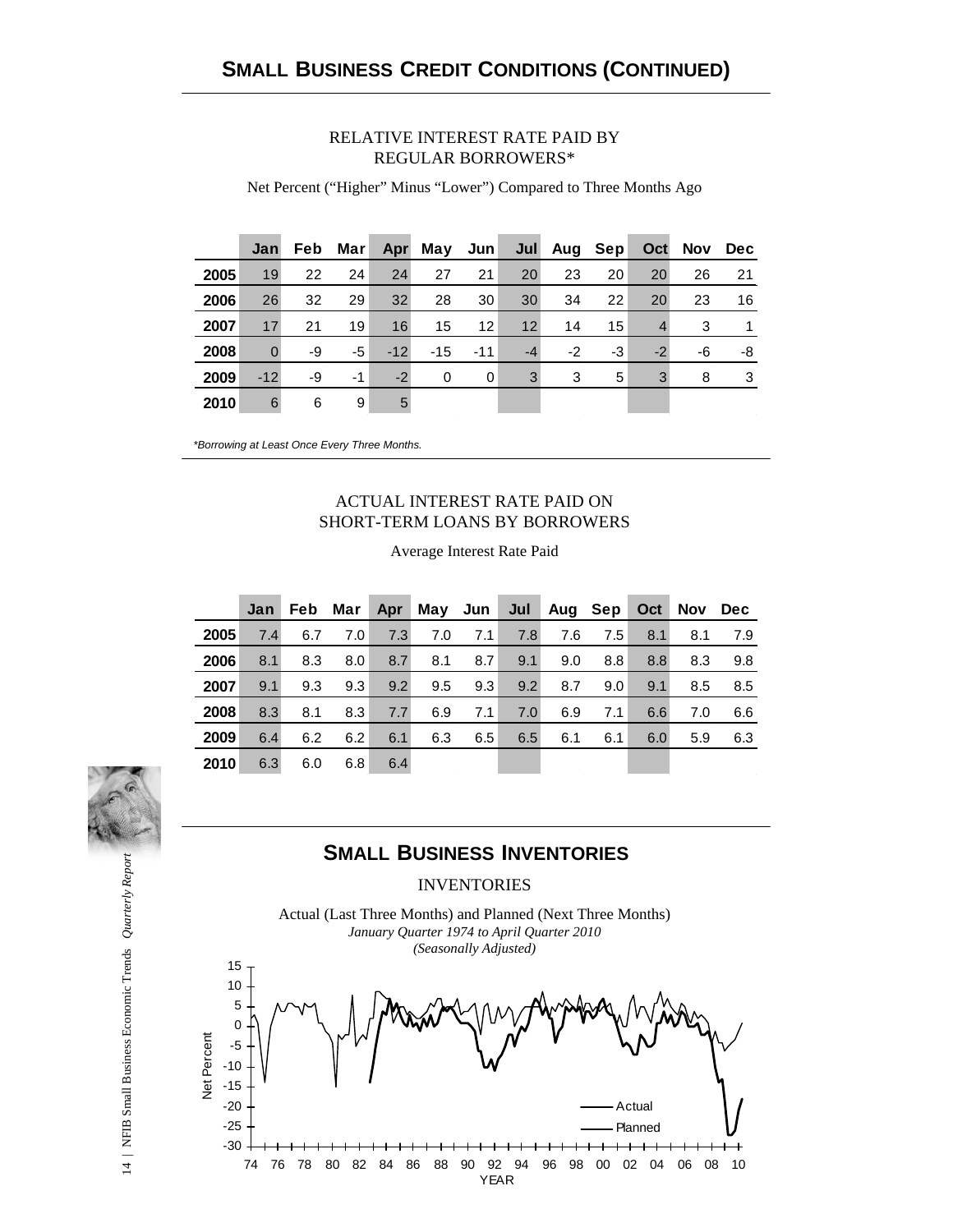## SMALL BUSINESS CREDIT CONDITIONS (CONTINUED)

RELATIVE INTEREST RATE PAID BY REGULAR BORROWERS*

Net Percent ("Higher" Minus "Lower") Compared to Three Months Ago

| | Jan | Feb | Mar | Apr | May | Jun | Jul | Aug | Sep | Oct | Nov | Dec |
|---|---|---|---|---|---|---|---|---|---|---|---|---|
| 2005 | 19 | 22 | 24 | 24 | 27 | 21 | 20 | 23 | 20 | 20 | 26 | 21 |
| 2006 | 26 | 32 | 29 | 32 | 28 | 30 | 30 | 34 | 22 | 20 | 23 | 16 |
| 2007 | 17 | 21 | 19 | 16 | 15 | 12 | 12 | 14 | 15 | 4 | 3 | 1 |
| 2008 | 0 | -9 | -5 | -12 | -15 | -11 | -4 | -2 | -3 | -2 | -6 | -8 |
| 2009 | -12 | -9 | -1 | -2 | 0 | 0 | 3 | 3 | 5 | 3 | 8 | 3 |
| 2010 | 6 | 6 | 9 | 5 | | | | | | | | |

*Borrowing at Least Once Every Three Months.*

ACTUAL INTEREST RATE PAID ON SHORT-TERM LOANS BY BORROWERS

Average Interest Rate Paid

| | Jan | Feb | Mar | Apr | May | Jun | Jul | Aug | Sep | Oct | Nov | Dec |
|---|---|---|---|---|---|---|---|---|---|---|---|---|
| 2005 | 7.4 | 6.7 | 7.0 | 7.3 | 7.0 | 7.1 | 7.8 | 7.6 | 7.5 | 8.1 | 8.1 | 7.9 |
| 2006 | 8.1 | 8.3 | 8.0 | 8.7 | 8.1 | 8.7 | 9.1 | 9.0 | 8.8 | 8.8 | 8.3 | 9.8 |
| 2007 | 9.1 | 9.3 | 9.3 | 9.2 | 9.5 | 9.3 | 9.2 | 8.7 | 9.0 | 9.1 | 8.5 | 8.5 |
| 2008 | 8.3 | 8.1 | 8.3 | 7.7 | 6.9 | 7.1 | 7.0 | 6.9 | 7.1 | 6.6 | 7.0 | 6.6 |
| 2009 | 6.4 | 6.2 | 6.2 | 6.1 | 6.3 | 6.5 | 6.5 | 6.1 | 6.1 | 6.0 | 5.9 | 6.3 |
| 2010 | 6.3 | 6.0 | 6.8 | 6.4 | | | | | | | | |

## SMALL BUSINESS INVENTORIES

INVENTORIES

Actual (Last Three Months) and Planned (Next Three Months)
*January Quarter 1974 to April Quarter 2010*
*(Seasonally Adjusted)*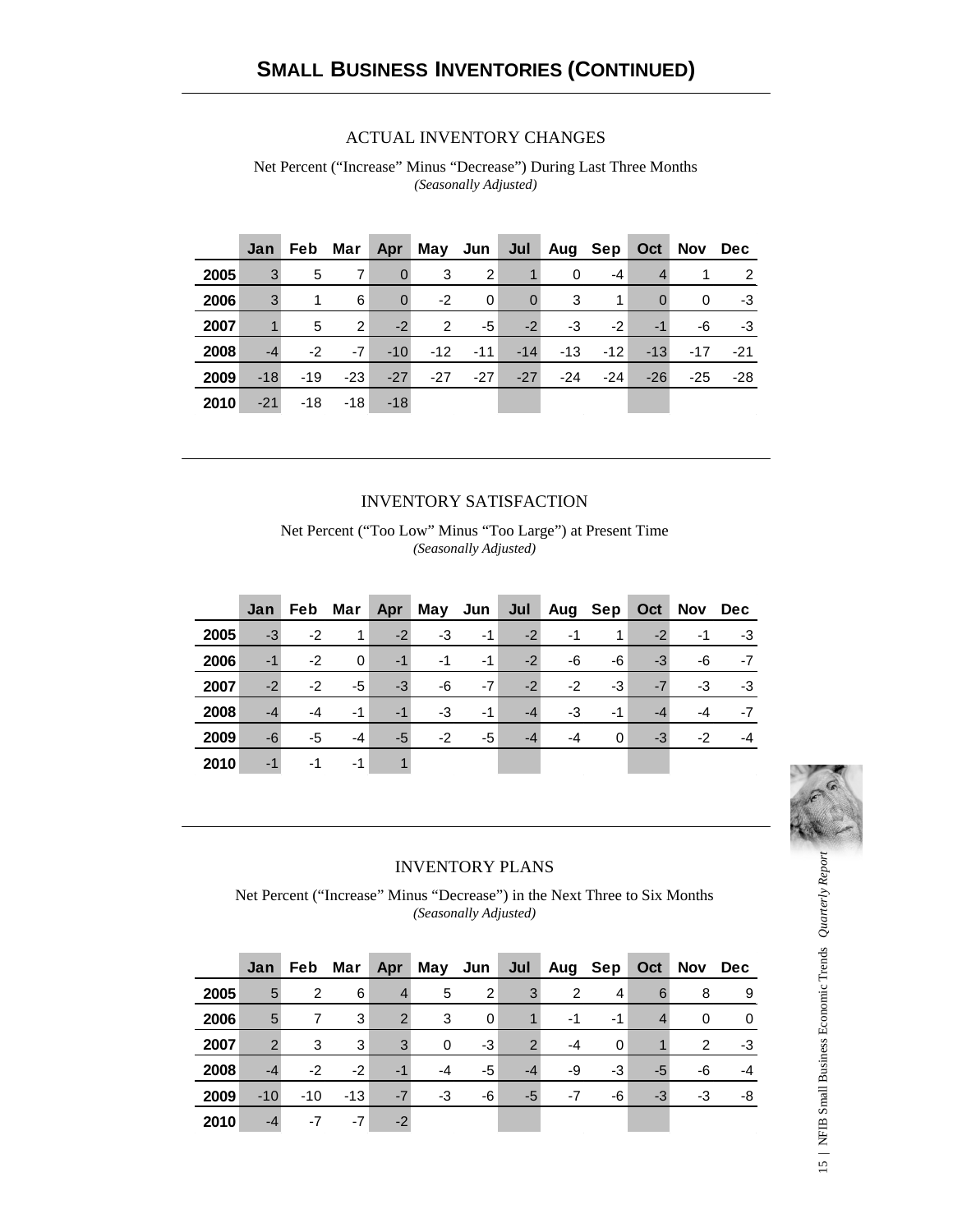# SMALL BUSINESS INVENTORIES (CONTINUED)

## ACTUAL INVENTORY CHANGES

Net Percent ("Increase" Minus "Decrease") During Last Three Months
*(Seasonally Adjusted)*

| | Jan | Feb | Mar | Apr | May | Jun | Jul | Aug | Sep | Oct | Nov | Dec |
|---|---|---|---|---|---|---|---|---|---|---|---|---|
| 2005 | 3 | 5 | 7 | 0 | 3 | 2 | 1 | 0 | -4 | 4 | 1 | 2 |
| 2006 | 3 | 1 | 6 | 0 | -2 | 0 | 0 | 3 | 1 | 0 | 0 | -3 |
| 2007 | 1 | 5 | 2 | -2 | 2 | -5 | -2 | -3 | -2 | -1 | -6 | -3 |
| 2008 | -4 | -2 | -7 | -10 | -12 | -11 | -14 | -13 | -12 | -13 | -17 | -21 |
| 2009 | -18 | -19 | -23 | -27 | -27 | -27 | -27 | -24 | -24 | -26 | -25 | -28 |
| 2010 | -21 | -18 | -18 | -18 | | | | | | | | |

## INVENTORY SATISFACTION

Net Percent ("Too Low" Minus "Too Large") at Present Time
*(Seasonally Adjusted)*

| | Jan | Feb | Mar | Apr | May | Jun | Jul | Aug | Sep | Oct | Nov | Dec |
|---|---|---|---|---|---|---|---|---|---|---|---|---|
| 2005 | -3 | -2 | 1 | -2 | -3 | -1 | -2 | -1 | 1 | -2 | -1 | -3 |
| 2006 | -1 | -2 | 0 | -1 | -1 | -1 | -2 | -6 | -6 | -3 | -6 | -7 |
| 2007 | -2 | -2 | -5 | -3 | -6 | -7 | -2 | -2 | -3 | -7 | -3 | -3 |
| 2008 | -4 | -4 | -1 | -1 | -3 | -1 | -4 | -3 | -1 | -4 | -4 | -7 |
| 2009 | -6 | -5 | -4 | -5 | -2 | -5 | -4 | -4 | 0 | -3 | -2 | -4 |
| 2010 | -1 | -1 | -1 | 1 | | | | | | | | |

## INVENTORY PLANS

Net Percent ("Increase" Minus "Decrease") in the Next Three to Six Months
*(Seasonally Adjusted)*

| | Jan | Feb | Mar | Apr | May | Jun | Jul | Aug | Sep | Oct | Nov | Dec |
|---|---|---|---|---|---|---|---|---|---|---|---|---|
| 2005 | 5 | 2 | 6 | 4 | 5 | 2 | 3 | 2 | 4 | 6 | 8 | 9 |
| 2006 | 5 | 7 | 3 | 2 | 3 | 0 | 1 | -1 | -1 | 4 | 0 | 0 |
| 2007 | 2 | 3 | 3 | 3 | 0 | -3 | 2 | -4 | 0 | 1 | 2 | -3 |
| 2008 | -4 | -2 | -2 | -1 | -4 | -5 | -4 | -9 | -3 | -5 | -6 | -4 |
| 2009 | -10 | -10 | -13 | -7 | -3 | -6 | -5 | -7 | -6 | -3 | -3 | -8 |
| 2010 | -4 | -7 | -7 | -2 | | | | | | | | |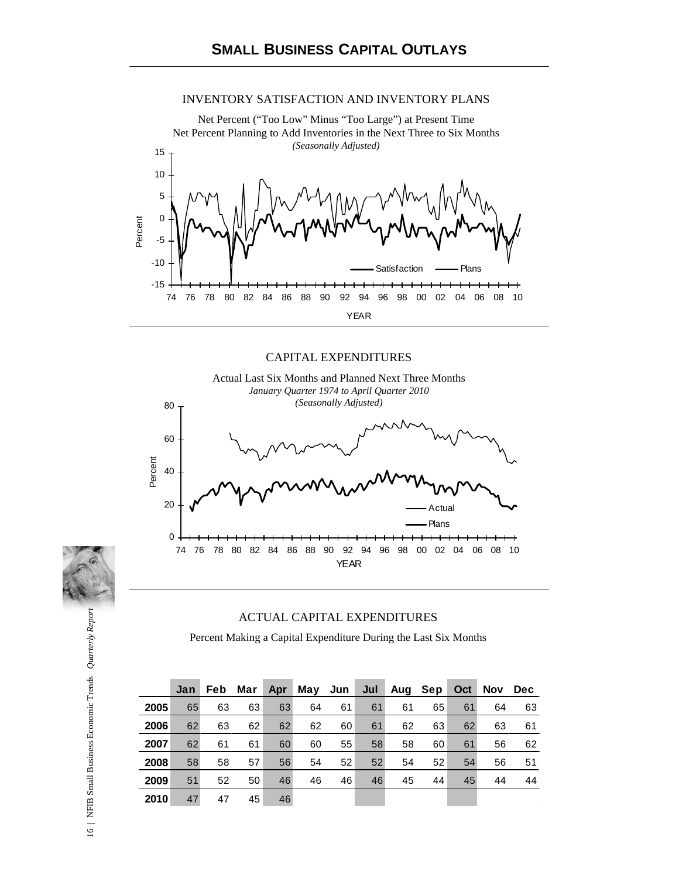# SMALL BUSINESS CAPITAL OUTLAYS

## INVENTORY SATISFACTION AND INVENTORY PLANS

Net Percent ("Too Low" Minus "Too Large") at Present Time
Net Percent Planning to Add Inventories in the Next Three to Six Months
*(Seasonally Adjusted)*

## CAPITAL EXPENDITURES

Actual Last Six Months and Planned Next Three Months
*January Quarter 1974 to April Quarter 2010*
*(Seasonally Adjusted)*

## ACTUAL CAPITAL EXPENDITURES

Percent Making a Capital Expenditure During the Last Six Months

| | Jan | Feb | Mar | Apr | May | Jun | Jul | Aug | Sep | Oct | Nov | Dec |
|---|---|---|---|---|---|---|---|---|---|---|---|---|
| **2005** | 65 | 63 | 63 | 63 | 64 | 61 | 61 | 61 | 65 | 61 | 64 | 63 |
| **2006** | 62 | 63 | 62 | 62 | 62 | 60 | 61 | 62 | 63 | 62 | 63 | 61 |
| **2007** | 62 | 61 | 61 | 60 | 60 | 55 | 58 | 58 | 60 | 61 | 56 | 62 |
| **2008** | 58 | 58 | 57 | 56 | 54 | 52 | 52 | 54 | 52 | 54 | 56 | 51 |
| **2009** | 51 | 52 | 50 | 46 | 46 | 46 | 46 | 45 | 44 | 45 | 44 | 44 |
| **2010** | 47 | 47 | 45 | 46 | | | | | | | | |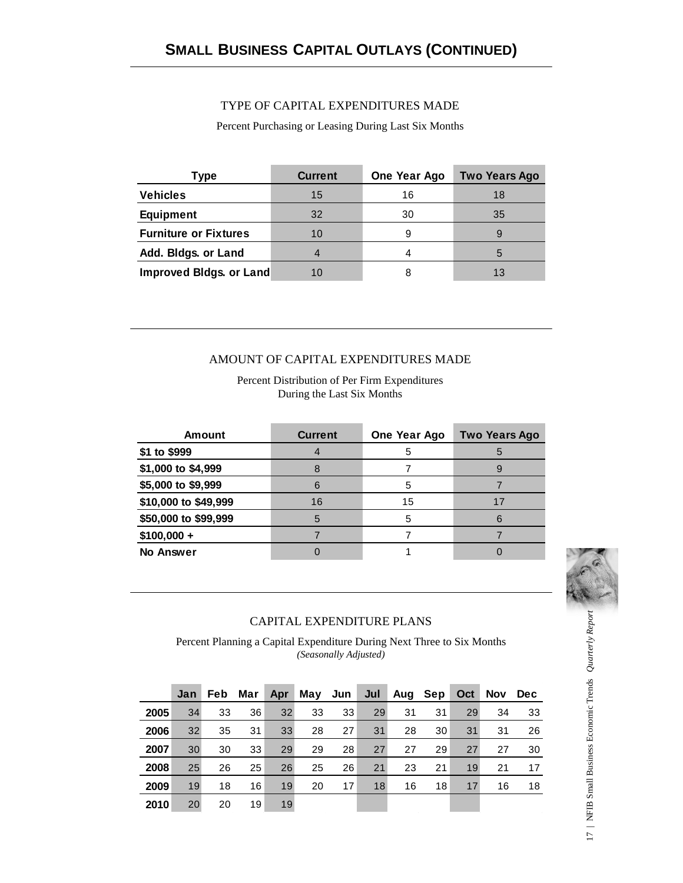# SMALL BUSINESS CAPITAL OUTLAYS (CONTINUED)

## TYPE OF CAPITAL EXPENDITURES MADE

Percent Purchasing or Leasing During Last Six Months

| Type | Current | One Year Ago | Two Years Ago |
|---|---|---|---|
| Vehicles | 15 | 16 | 18 |
| Equipment | 32 | 30 | 35 |
| Furniture or Fixtures | 10 | 9 | 9 |
| Add. Bldgs. or Land | 4 | 4 | 5 |
| Improved Bldgs. or Land | 10 | 8 | 13 |

## AMOUNT OF CAPITAL EXPENDITURES MADE

Percent Distribution of Per Firm Expenditures
During the Last Six Months

| Amount | Current | One Year Ago | Two Years Ago |
|---|---|---|---|
| $1 to $999 | 4 | 5 | 5 |
| $1,000 to $4,999 | 8 | 7 | 9 |
| $5,000 to $9,999 | 6 | 5 | 7 |
| $10,000 to $49,999 | 16 | 15 | 17 |
| $50,000 to $99,999 | 5 | 5 | 6 |
| $100,000 + | 7 | 7 | 7 |
| No Answer | 0 | 1 | 0 |

## CAPITAL EXPENDITURE PLANS

Percent Planning a Capital Expenditure During Next Three to Six Months
*(Seasonally Adjusted)*

| | Jan | Feb | Mar | Apr | May | Jun | Jul | Aug | Sep | Oct | Nov | Dec |
|---|---|---|---|---|---|---|---|---|---|---|---|---|
| 2005 | 34 | 33 | 36 | 32 | 33 | 33 | 29 | 31 | 31 | 29 | 34 | 33 |
| 2006 | 32 | 35 | 31 | 33 | 28 | 27 | 31 | 28 | 30 | 31 | 31 | 26 |
| 2007 | 30 | 30 | 33 | 29 | 29 | 28 | 27 | 27 | 29 | 27 | 27 | 30 |
| 2008 | 25 | 26 | 25 | 26 | 25 | 26 | 21 | 23 | 21 | 19 | 21 | 17 |
| 2009 | 19 | 18 | 16 | 19 | 20 | 17 | 18 | 16 | 18 | 17 | 16 | 18 |
| 2010 | 20 | 20 | 19 | 19 | | | | | | | | |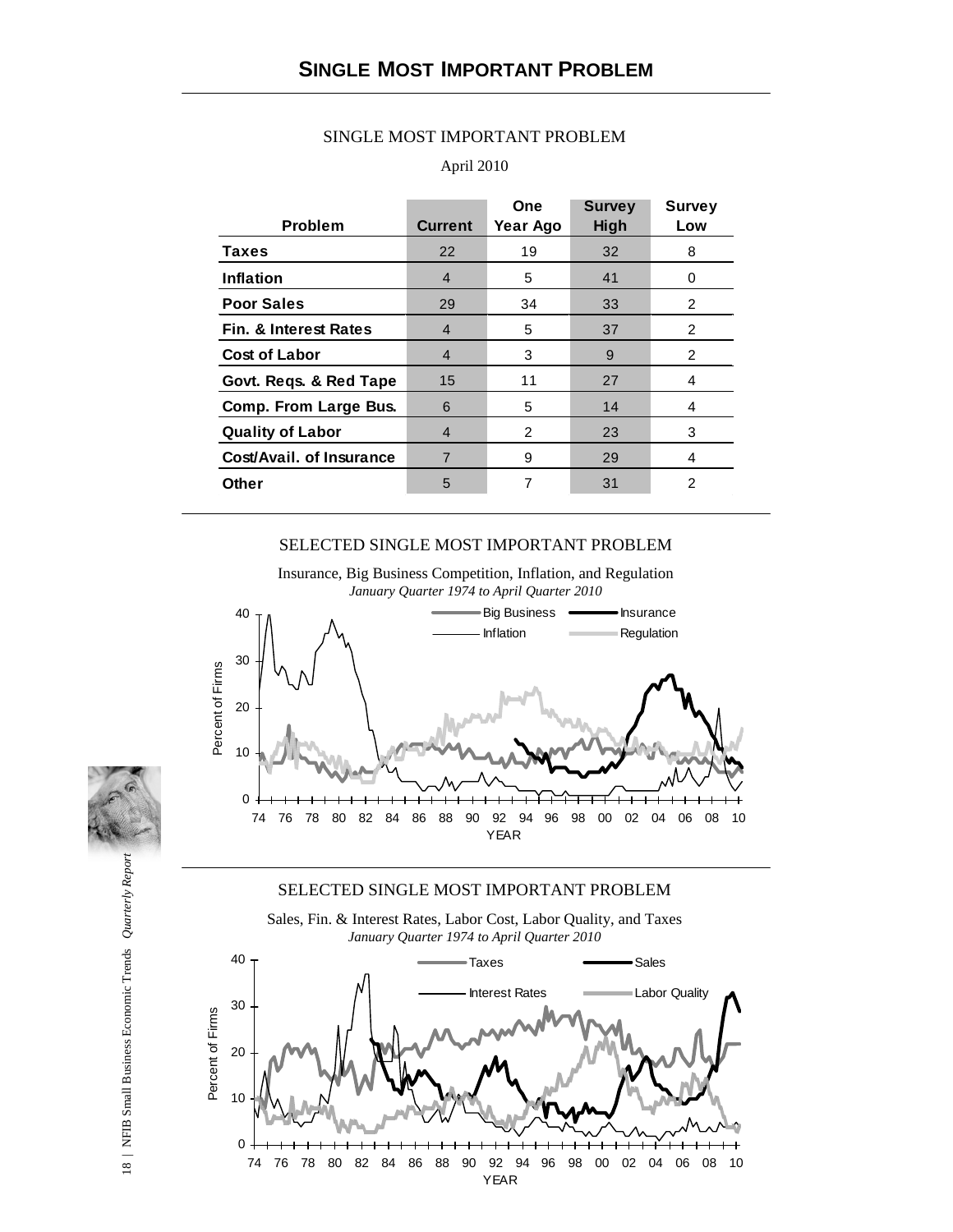# SINGLE MOST IMPORTANT PROBLEM

SINGLE MOST IMPORTANT PROBLEM

April 2010

| Problem | Current | One Year Ago | Survey High | Survey Low |
|---|---|---|---|---|
| **Taxes** | 22 | 19 | 32 | 8 |
| **Inflation** | 4 | 5 | 41 | 0 |
| **Poor Sales** | 29 | 34 | 33 | 2 |
| **Fin. & Interest Rates** | 4 | 5 | 37 | 2 |
| **Cost of Labor** | 4 | 3 | 9 | 2 |
| **Govt. Reqs. & Red Tape** | 15 | 11 | 27 | 4 |
| **Comp. From Large Bus.** | 6 | 5 | 14 | 4 |
| **Quality of Labor** | 4 | 2 | 23 | 3 |
| **Cost/Avail. of Insurance** | 7 | 9 | 29 | 4 |
| **Other** | 5 | 7 | 31 | 2 |

SELECTED SINGLE MOST IMPORTANT PROBLEM

Insurance, Big Business Competition, Inflation, and Regulation

*January Quarter 1974 to April Quarter 2010*

SELECTED SINGLE MOST IMPORTANT PROBLEM

Sales, Fin. & Interest Rates, Labor Cost, Labor Quality, and Taxes

*January Quarter 1974 to April Quarter 2010*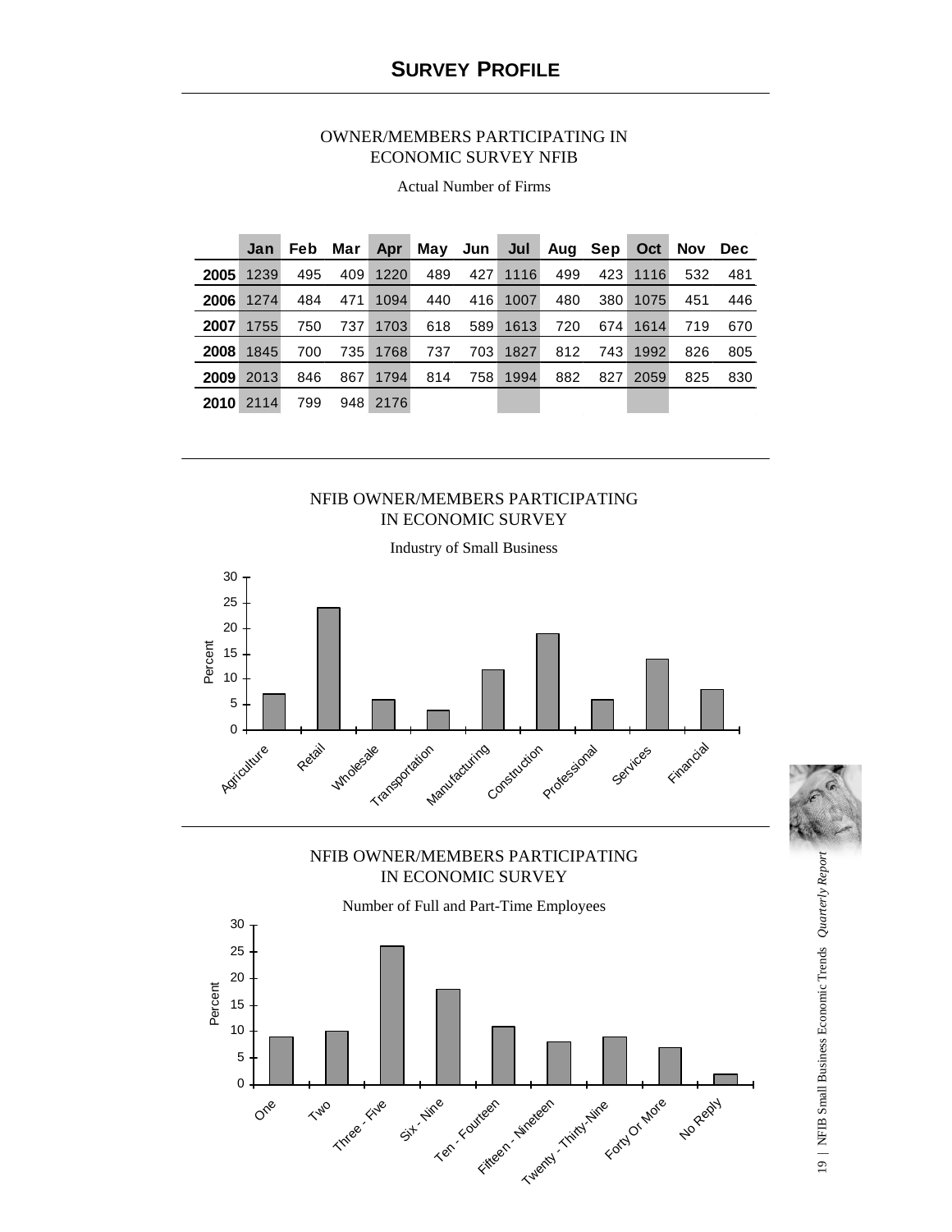# SURVEY PROFILE

## OWNER/MEMBERS PARTICIPATING IN ECONOMIC SURVEY NFIB

Actual Number of Firms

| | Jan | Feb | Mar | Apr | May | Jun | Jul | Aug | Sep | Oct | Nov | Dec |
|---|---|---|---|---|---|---|---|---|---|---|---|---|
| **2005** | 1239 | 495 | 409 | 1220 | 489 | 427 | 1116 | 499 | 423 | 1116 | 532 | 481 |
| **2006** | 1274 | 484 | 471 | 1094 | 440 | 416 | 1007 | 480 | 380 | 1075 | 451 | 446 |
| **2007** | 1755 | 750 | 737 | 1703 | 618 | 589 | 1613 | 720 | 674 | 1614 | 719 | 670 |
| **2008** | 1845 | 700 | 735 | 1768 | 737 | 703 | 1827 | 812 | 743 | 1992 | 826 | 805 |
| **2009** | 2013 | 846 | 867 | 1794 | 814 | 758 | 1994 | 882 | 827 | 2059 | 825 | 830 |
| **2010** | 2114 | 799 | 948 | 2176 | | | | | | | | |

## NFIB OWNER/MEMBERS PARTICIPATING IN ECONOMIC SURVEY

Industry of Small Business

| Industry | Percent |
|---|---|
| Agriculture | 7 |
| Retail | 24 |
| Wholesale | 6 |
| Transportation | 4 |
| Manufacturing | 12 |
| Construction | 19 |
| Professional | 6 |
| Services | 14 |
| Financial | 8 |

## NFIB OWNER/MEMBERS PARTICIPATING IN ECONOMIC SURVEY

Number of Full and Part-Time Employees

| Employees | Percent |
|---|---|
| One | 9 |
| Two | 10 |
| Three - Five | 26 |
| Six - Nine | 18 |
| Ten - Fourteen | 11 |
| Fifteen - Nineteen | 8 |
| Twenty - Thirty-Nine | 9 |
| Forty Or More | 7 |
| No Reply | 2 |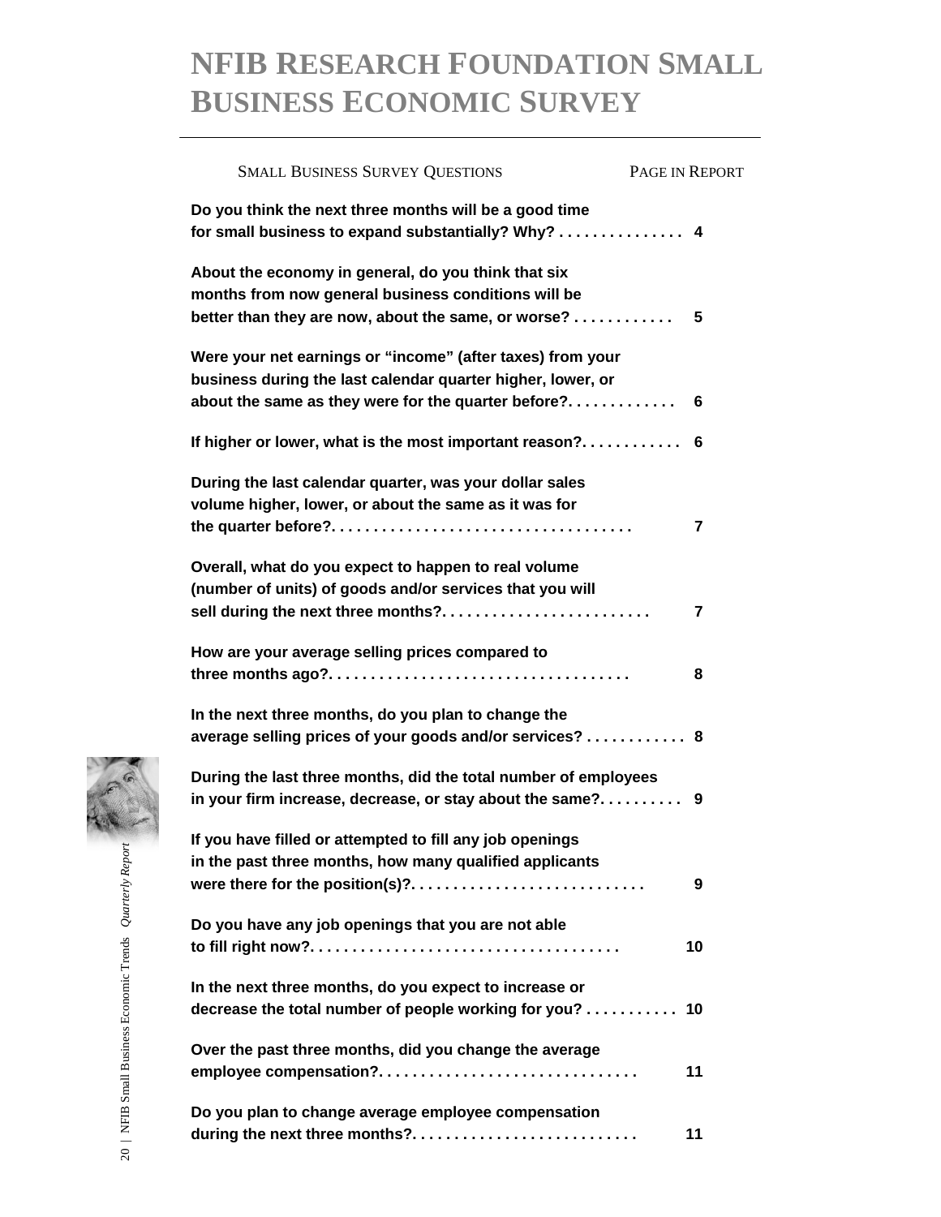# NFIB Research Foundation Small Business Economic Survey

| Small Business Survey Questions | Page in Report |
|---|---|
| **Do you think the next three months will be a good time for small business to expand substantially? Why?** | **4** |
| **About the economy in general, do you think that six months from now general business conditions will be better than they are now, about the same, or worse?** | **5** |
| **Were your net earnings or "income" (after taxes) from your business during the last calendar quarter higher, lower, or about the same as they were for the quarter before?** | **6** |
| **If higher or lower, what is the most important reason?** | **6** |
| **During the last calendar quarter, was your dollar sales volume higher, lower, or about the same as it was for the quarter before?** | **7** |
| **Overall, what do you expect to happen to real volume (number of units) of goods and/or services that you will sell during the next three months?** | **7** |
| **How are your average selling prices compared to three months ago?** | **8** |
| **In the next three months, do you plan to change the average selling prices of your goods and/or services?** | **8** |
| **During the last three months, did the total number of employees in your firm increase, decrease, or stay about the same?** | **9** |
| **If you have filled or attempted to fill any job openings in the past three months, how many qualified applicants were there for the position(s)?** | **9** |
| **Do you have any job openings that you are not able to fill right now?** | **10** |
| **In the next three months, do you expect to increase or decrease the total number of people working for you?** | **10** |
| **Over the past three months, did you change the average employee compensation?** | **11** |
| **Do you plan to change average employee compensation during the next three months?** | **11** |